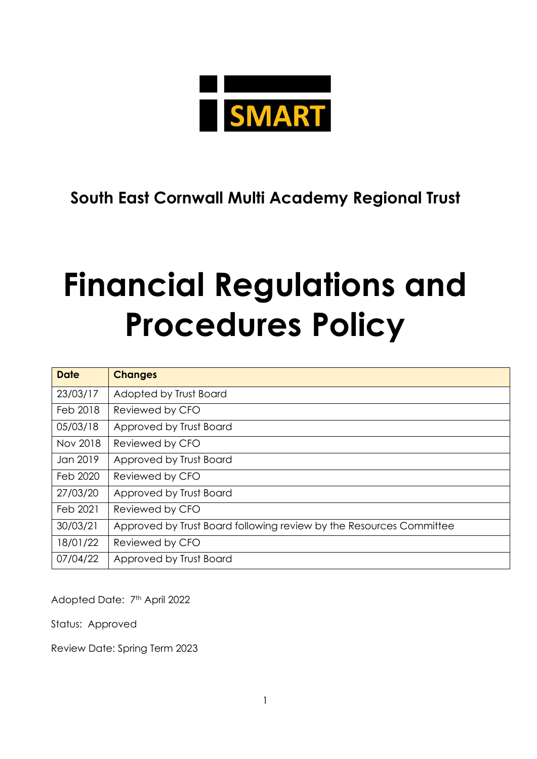SMART

**South East Cornwall Multi Academy Regional Trust**

# Financial Regulations and Procedures Policy

| Date | Changes |
|---|---|
| 23/03/17 | Adopted by Trust Board |
| Feb 2018 | Reviewed by CFO |
| 05/03/18 | Approved by Trust Board |
| Nov 2018 | Reviewed by CFO |
| Jan 2019 | Approved by Trust Board |
| Feb 2020 | Reviewed by CFO |
| 27/03/20 | Approved by Trust Board |
| Feb 2021 | Reviewed by CFO |
| 30/03/21 | Approved by Trust Board following review by the Resources Committee |
| 18/01/22 | Reviewed by CFO |
| 07/04/22 | Approved by Trust Board |

Adopted Date: 7th April 2022

Status: Approved

Review Date: Spring Term 2023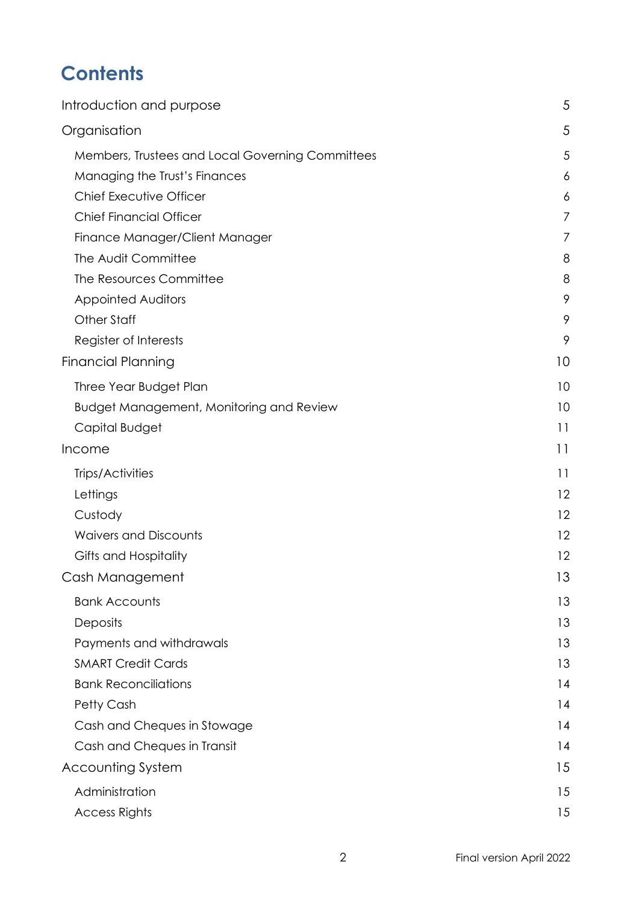# Contents

Introduction and purpose 5

Organisation 5

- Members, Trustees and Local Governing Committees 5
- Managing the Trust's Finances 6
- Chief Executive Officer 6
- Chief Financial Officer 7
- Finance Manager/Client Manager 7
- The Audit Committee 8
- The Resources Committee 8
- Appointed Auditors 9
- Other Staff 9
- Register of Interests 9

Financial Planning 10

- Three Year Budget Plan 10
- Budget Management, Monitoring and Review 10
- Capital Budget 11

Income 11

- Trips/Activities 11
- Lettings 12
- Custody 12
- Waivers and Discounts 12
- Gifts and Hospitality 12

Cash Management 13

- Bank Accounts 13
- Deposits 13
- Payments and withdrawals 13
- SMART Credit Cards 13
- Bank Reconciliations 14
- Petty Cash 14
- Cash and Cheques in Stowage 14
- Cash and Cheques in Transit 14

Accounting System 15

- Administration 15
- Access Rights 15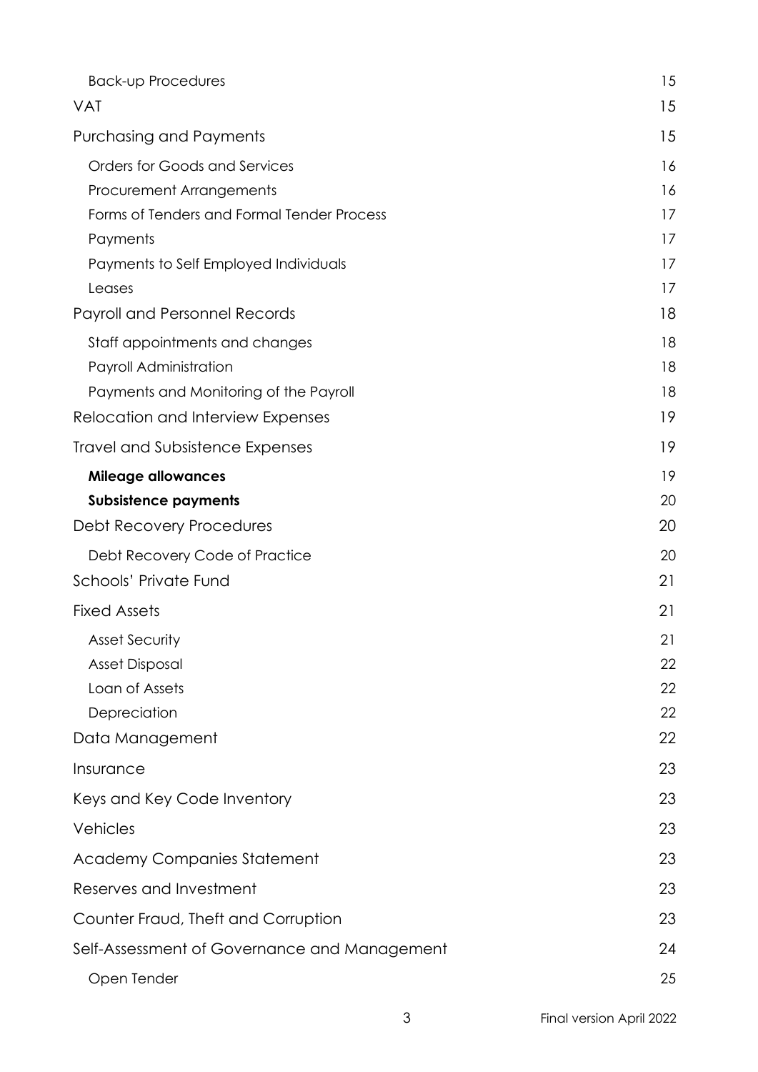| | |
|---|---|
| Back-up Procedures | 15 |
| VAT | 15 |
| Purchasing and Payments | 15 |
| Orders for Goods and Services | 16 |
| Procurement Arrangements | 16 |
| Forms of Tenders and Formal Tender Process | 17 |
| Payments | 17 |
| Payments to Self Employed Individuals | 17 |
| Leases | 17 |
| Payroll and Personnel Records | 18 |
| Staff appointments and changes | 18 |
| Payroll Administration | 18 |
| Payments and Monitoring of the Payroll | 18 |
| Relocation and Interview Expenses | 19 |
| Travel and Subsistence Expenses | 19 |
| **Mileage allowances** | 19 |
| **Subsistence payments** | 20 |
| Debt Recovery Procedures | 20 |
| Debt Recovery Code of Practice | 20 |
| Schools' Private Fund | 21 |
| Fixed Assets | 21 |
| Asset Security | 21 |
| Asset Disposal | 22 |
| Loan of Assets | 22 |
| Depreciation | 22 |
| Data Management | 22 |
| Insurance | 23 |
| Keys and Key Code Inventory | 23 |
| Vehicles | 23 |
| Academy Companies Statement | 23 |
| Reserves and Investment | 23 |
| Counter Fraud, Theft and Corruption | 23 |
| Self-Assessment of Governance and Management | 24 |
| Open Tender | 25 |

Final version April 2022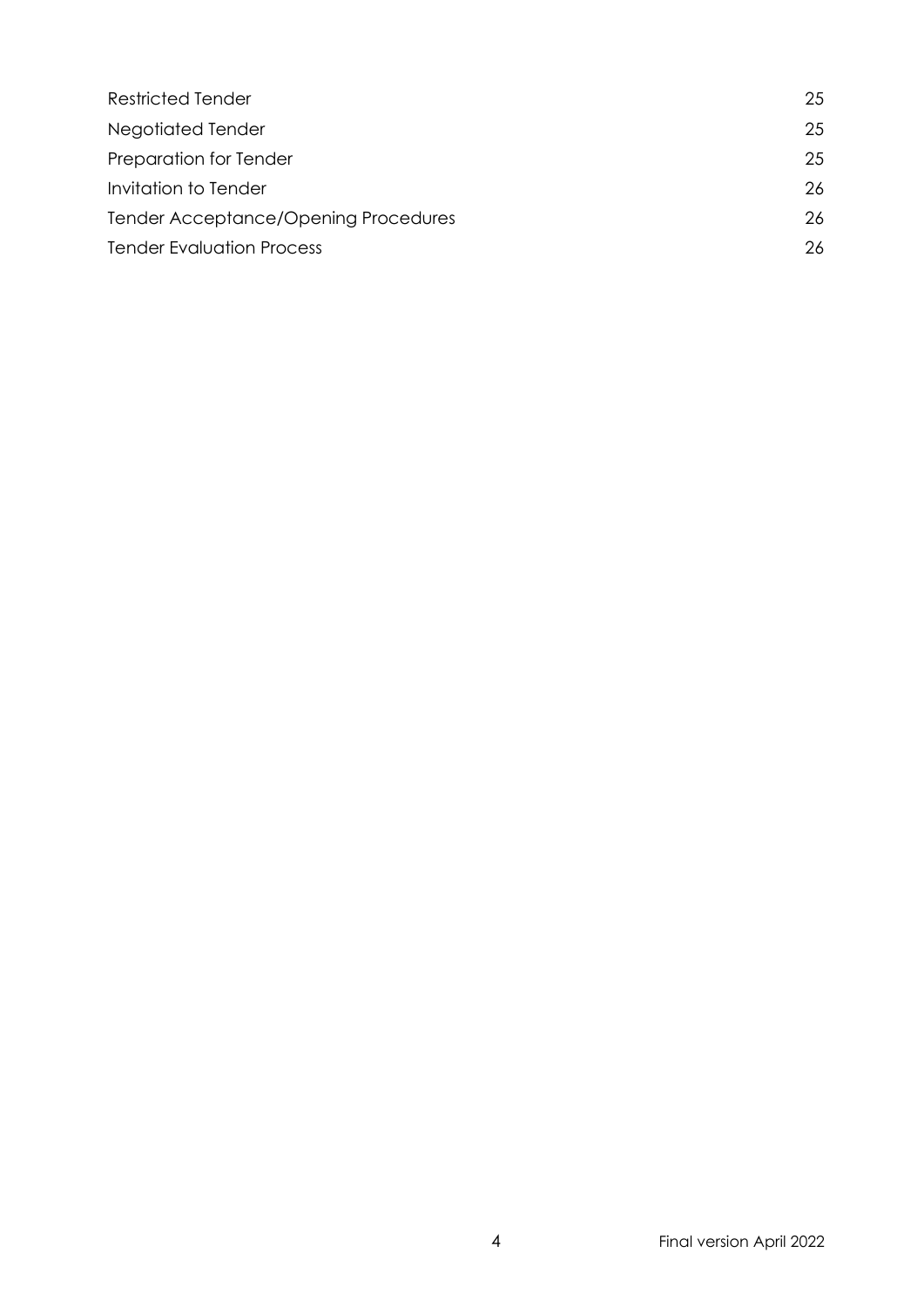| | |
|---|---|
| Restricted Tender | 25 |
| Negotiated Tender | 25 |
| Preparation for Tender | 25 |
| Invitation to Tender | 26 |
| Tender Acceptance/Opening Procedures | 26 |
| Tender Evaluation Process | 26 |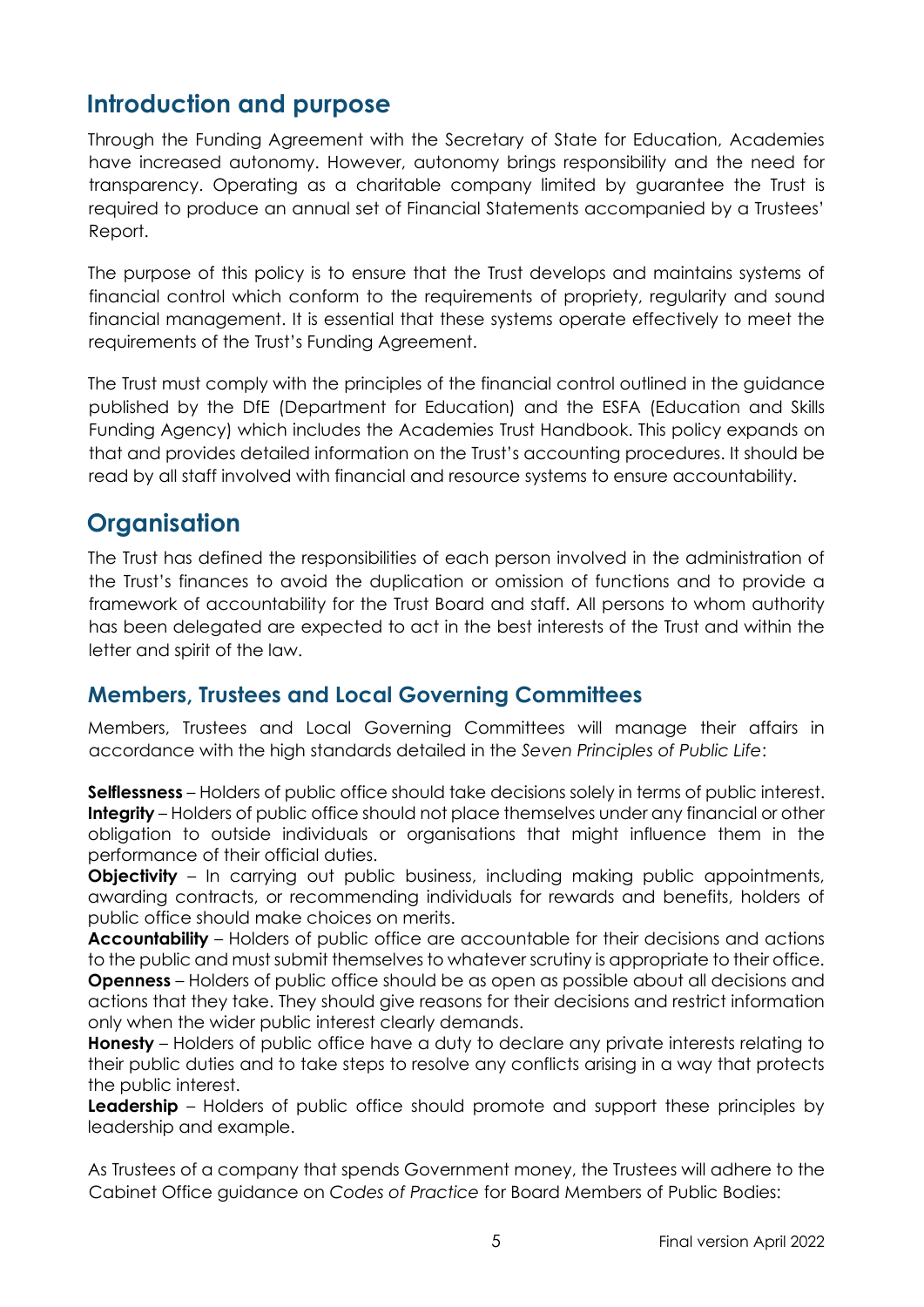## Introduction and purpose

Through the Funding Agreement with the Secretary of State for Education, Academies have increased autonomy. However, autonomy brings responsibility and the need for transparency. Operating as a charitable company limited by guarantee the Trust is required to produce an annual set of Financial Statements accompanied by a Trustees' Report.

The purpose of this policy is to ensure that the Trust develops and maintains systems of financial control which conform to the requirements of propriety, regularity and sound financial management. It is essential that these systems operate effectively to meet the requirements of the Trust's Funding Agreement.

The Trust must comply with the principles of the financial control outlined in the guidance published by the DfE (Department for Education) and the ESFA (Education and Skills Funding Agency) which includes the Academies Trust Handbook. This policy expands on that and provides detailed information on the Trust's accounting procedures. It should be read by all staff involved with financial and resource systems to ensure accountability.

## Organisation

The Trust has defined the responsibilities of each person involved in the administration of the Trust's finances to avoid the duplication or omission of functions and to provide a framework of accountability for the Trust Board and staff. All persons to whom authority has been delegated are expected to act in the best interests of the Trust and within the letter and spirit of the law.

### Members, Trustees and Local Governing Committees

Members, Trustees and Local Governing Committees will manage their affairs in accordance with the high standards detailed in the *Seven Principles of Public Life*:

**Selflessness** – Holders of public office should take decisions solely in terms of public interest.
**Integrity** – Holders of public office should not place themselves under any financial or other obligation to outside individuals or organisations that might influence them in the performance of their official duties.
**Objectivity** – In carrying out public business, including making public appointments, awarding contracts, or recommending individuals for rewards and benefits, holders of public office should make choices on merits.
**Accountability** – Holders of public office are accountable for their decisions and actions to the public and must submit themselves to whatever scrutiny is appropriate to their office.
**Openness** – Holders of public office should be as open as possible about all decisions and actions that they take. They should give reasons for their decisions and restrict information only when the wider public interest clearly demands.
**Honesty** – Holders of public office have a duty to declare any private interests relating to their public duties and to take steps to resolve any conflicts arising in a way that protects the public interest.
**Leadership** – Holders of public office should promote and support these principles by leadership and example.

As Trustees of a company that spends Government money, the Trustees will adhere to the Cabinet Office guidance on *Codes of Practice* for Board Members of Public Bodies: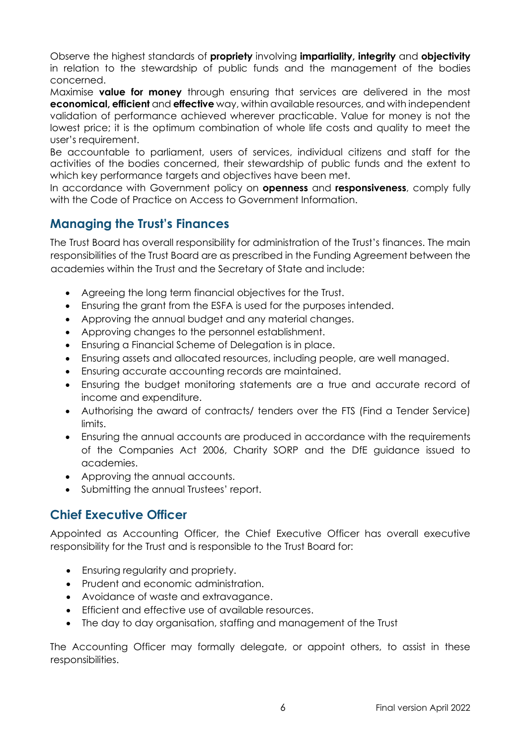Observe the highest standards of **propriety** involving **impartiality, integrity** and **objectivity** in relation to the stewardship of public funds and the management of the bodies concerned.

Maximise **value for money** through ensuring that services are delivered in the most **economical, efficient** and **effective** way, within available resources, and with independent validation of performance achieved wherever practicable. Value for money is not the lowest price; it is the optimum combination of whole life costs and quality to meet the user's requirement.

Be accountable to parliament, users of services, individual citizens and staff for the activities of the bodies concerned, their stewardship of public funds and the extent to which key performance targets and objectives have been met.

In accordance with Government policy on **openness** and **responsiveness**, comply fully with the Code of Practice on Access to Government Information.

## Managing the Trust's Finances

The Trust Board has overall responsibility for administration of the Trust's finances. The main responsibilities of the Trust Board are as prescribed in the Funding Agreement between the academies within the Trust and the Secretary of State and include:

- Agreeing the long term financial objectives for the Trust.
- Ensuring the grant from the ESFA is used for the purposes intended.
- Approving the annual budget and any material changes.
- Approving changes to the personnel establishment.
- Ensuring a Financial Scheme of Delegation is in place.
- Ensuring assets and allocated resources, including people, are well managed.
- Ensuring accurate accounting records are maintained.
- Ensuring the budget monitoring statements are a true and accurate record of income and expenditure.
- Authorising the award of contracts/ tenders over the FTS (Find a Tender Service) limits.
- Ensuring the annual accounts are produced in accordance with the requirements of the Companies Act 2006, Charity SORP and the DfE guidance issued to academies.
- Approving the annual accounts.
- Submitting the annual Trustees' report.

## Chief Executive Officer

Appointed as Accounting Officer, the Chief Executive Officer has overall executive responsibility for the Trust and is responsible to the Trust Board for:

- Ensuring regularity and propriety.
- Prudent and economic administration.
- Avoidance of waste and extravagance.
- Efficient and effective use of available resources.
- The day to day organisation, staffing and management of the Trust

The Accounting Officer may formally delegate, or appoint others, to assist in these responsibilities.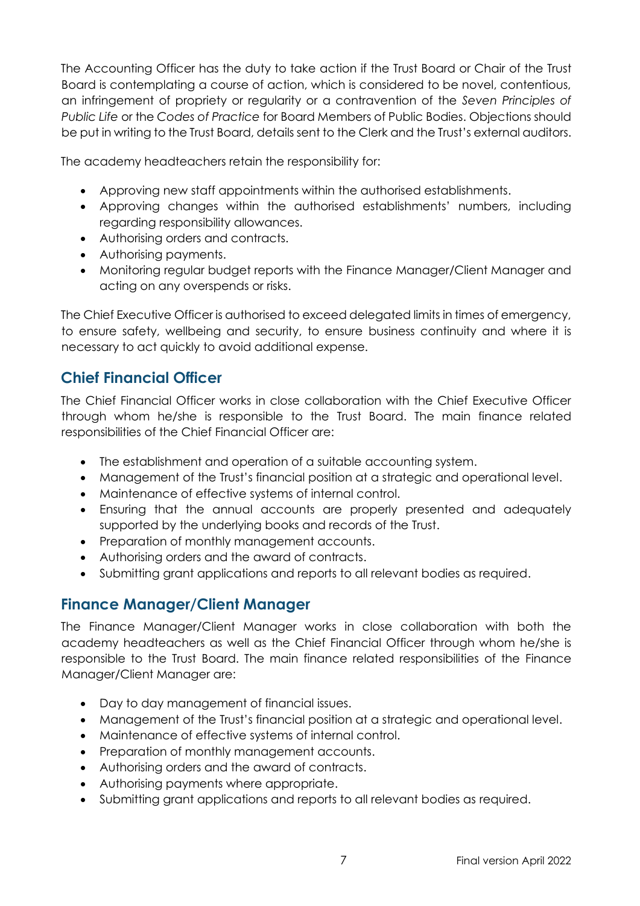The Accounting Officer has the duty to take action if the Trust Board or Chair of the Trust Board is contemplating a course of action, which is considered to be novel, contentious, an infringement of propriety or regularity or a contravention of the *Seven Principles of Public Life* or the *Codes of Practice* for Board Members of Public Bodies. Objections should be put in writing to the Trust Board, details sent to the Clerk and the Trust's external auditors.

The academy headteachers retain the responsibility for:

- Approving new staff appointments within the authorised establishments.
- Approving changes within the authorised establishments' numbers, including regarding responsibility allowances.
- Authorising orders and contracts.
- Authorising payments.
- Monitoring regular budget reports with the Finance Manager/Client Manager and acting on any overspends or risks.

The Chief Executive Officer is authorised to exceed delegated limits in times of emergency, to ensure safety, wellbeing and security, to ensure business continuity and where it is necessary to act quickly to avoid additional expense.

## Chief Financial Officer

The Chief Financial Officer works in close collaboration with the Chief Executive Officer through whom he/she is responsible to the Trust Board. The main finance related responsibilities of the Chief Financial Officer are:

- The establishment and operation of a suitable accounting system.
- Management of the Trust's financial position at a strategic and operational level.
- Maintenance of effective systems of internal control.
- Ensuring that the annual accounts are properly presented and adequately supported by the underlying books and records of the Trust.
- Preparation of monthly management accounts.
- Authorising orders and the award of contracts.
- Submitting grant applications and reports to all relevant bodies as required.

## Finance Manager/Client Manager

The Finance Manager/Client Manager works in close collaboration with both the academy headteachers as well as the Chief Financial Officer through whom he/she is responsible to the Trust Board. The main finance related responsibilities of the Finance Manager/Client Manager are:

- Day to day management of financial issues.
- Management of the Trust's financial position at a strategic and operational level.
- Maintenance of effective systems of internal control.
- Preparation of monthly management accounts.
- Authorising orders and the award of contracts.
- Authorising payments where appropriate.
- Submitting grant applications and reports to all relevant bodies as required.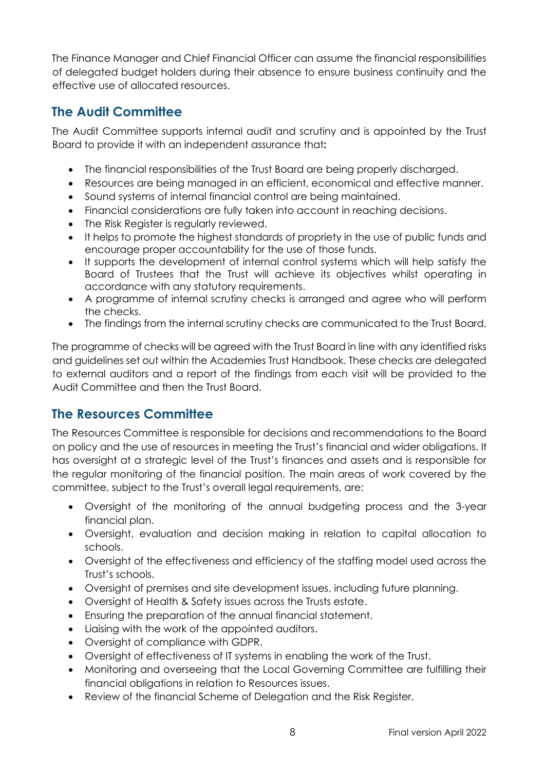The Finance Manager and Chief Financial Officer can assume the financial responsibilities of delegated budget holders during their absence to ensure business continuity and the effective use of allocated resources.

## The Audit Committee

The Audit Committee supports internal audit and scrutiny and is appointed by the Trust Board to provide it with an independent assurance that**:**

- The financial responsibilities of the Trust Board are being properly discharged.
- Resources are being managed in an efficient, economical and effective manner.
- Sound systems of internal financial control are being maintained.
- Financial considerations are fully taken into account in reaching decisions.
- The Risk Register is regularly reviewed.
- It helps to promote the highest standards of propriety in the use of public funds and encourage proper accountability for the use of those funds.
- It supports the development of internal control systems which will help satisfy the Board of Trustees that the Trust will achieve its objectives whilst operating in accordance with any statutory requirements.
- A programme of internal scrutiny checks is arranged and agree who will perform the checks.
- The findings from the internal scrutiny checks are communicated to the Trust Board.

The programme of checks will be agreed with the Trust Board in line with any identified risks and guidelines set out within the Academies Trust Handbook. These checks are delegated to external auditors and a report of the findings from each visit will be provided to the Audit Committee and then the Trust Board.

## The Resources Committee

The Resources Committee is responsible for decisions and recommendations to the Board on policy and the use of resources in meeting the Trust's financial and wider obligations. It has oversight at a strategic level of the Trust's finances and assets and is responsible for the regular monitoring of the financial position. The main areas of work covered by the committee, subject to the Trust's overall legal requirements, are:

- Oversight of the monitoring of the annual budgeting process and the 3-year financial plan.
- Oversight, evaluation and decision making in relation to capital allocation to schools.
- Oversight of the effectiveness and efficiency of the staffing model used across the Trust's schools.
- Oversight of premises and site development issues, including future planning.
- Oversight of Health & Safety issues across the Trusts estate.
- Ensuring the preparation of the annual financial statement.
- Liaising with the work of the appointed auditors.
- Oversight of compliance with GDPR.
- Oversight of effectiveness of IT systems in enabling the work of the Trust.
- Monitoring and overseeing that the Local Governing Committee are fulfilling their financial obligations in relation to Resources issues.
- Review of the financial Scheme of Delegation and the Risk Register.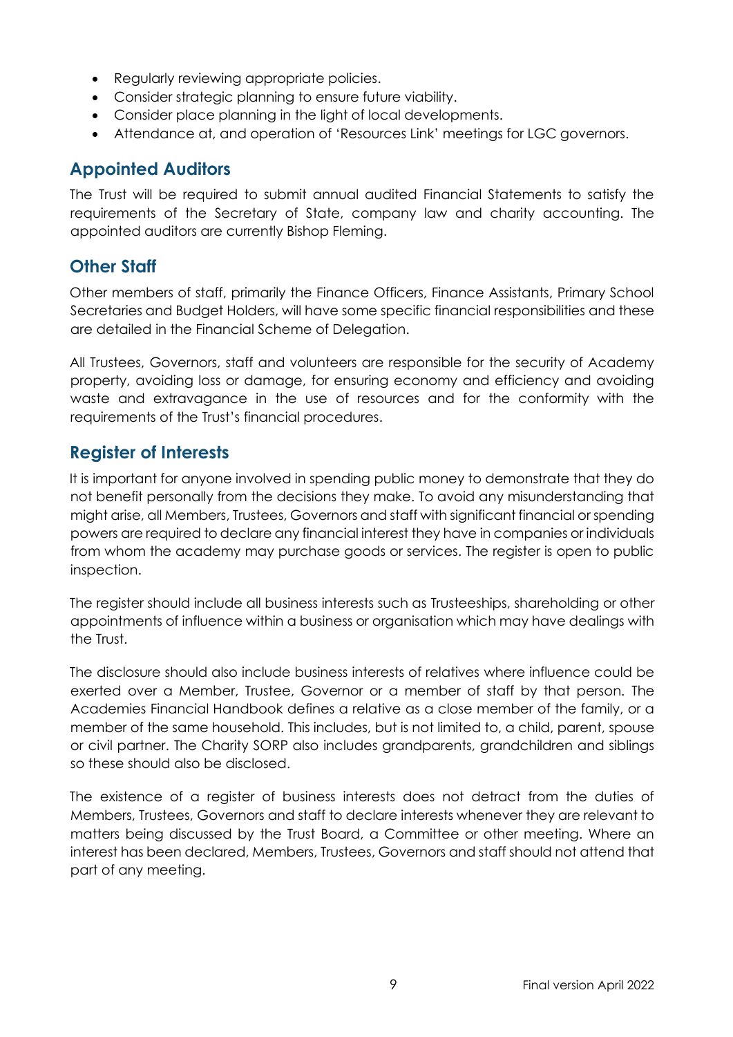- Regularly reviewing appropriate policies.
- Consider strategic planning to ensure future viability.
- Consider place planning in the light of local developments.
- Attendance at, and operation of 'Resources Link' meetings for LGC governors.

## Appointed Auditors

The Trust will be required to submit annual audited Financial Statements to satisfy the requirements of the Secretary of State, company law and charity accounting. The appointed auditors are currently Bishop Fleming.

## Other Staff

Other members of staff, primarily the Finance Officers, Finance Assistants, Primary School Secretaries and Budget Holders, will have some specific financial responsibilities and these are detailed in the Financial Scheme of Delegation.

All Trustees, Governors, staff and volunteers are responsible for the security of Academy property, avoiding loss or damage, for ensuring economy and efficiency and avoiding waste and extravagance in the use of resources and for the conformity with the requirements of the Trust's financial procedures.

## Register of Interests

It is important for anyone involved in spending public money to demonstrate that they do not benefit personally from the decisions they make. To avoid any misunderstanding that might arise, all Members, Trustees, Governors and staff with significant financial or spending powers are required to declare any financial interest they have in companies or individuals from whom the academy may purchase goods or services. The register is open to public inspection.

The register should include all business interests such as Trusteeships, shareholding or other appointments of influence within a business or organisation which may have dealings with the Trust.

The disclosure should also include business interests of relatives where influence could be exerted over a Member, Trustee, Governor or a member of staff by that person. The Academies Financial Handbook defines a relative as a close member of the family, or a member of the same household. This includes, but is not limited to, a child, parent, spouse or civil partner. The Charity SORP also includes grandparents, grandchildren and siblings so these should also be disclosed.

The existence of a register of business interests does not detract from the duties of Members, Trustees, Governors and staff to declare interests whenever they are relevant to matters being discussed by the Trust Board, a Committee or other meeting. Where an interest has been declared, Members, Trustees, Governors and staff should not attend that part of any meeting.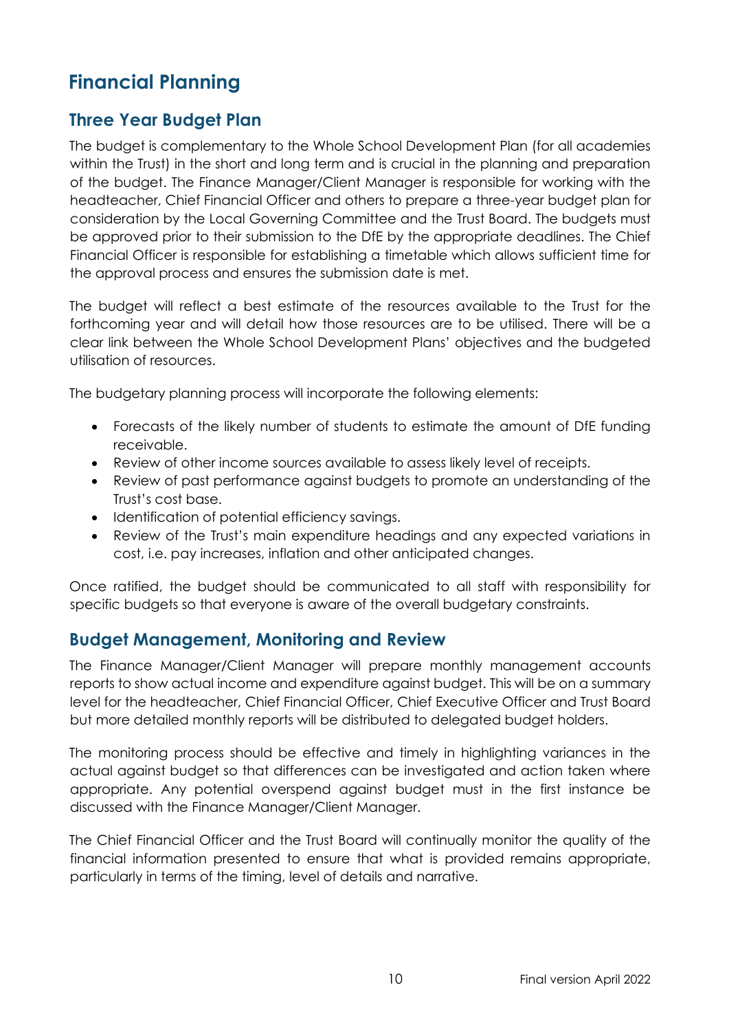# Financial Planning

## Three Year Budget Plan

The budget is complementary to the Whole School Development Plan (for all academies within the Trust) in the short and long term and is crucial in the planning and preparation of the budget. The Finance Manager/Client Manager is responsible for working with the headteacher, Chief Financial Officer and others to prepare a three-year budget plan for consideration by the Local Governing Committee and the Trust Board. The budgets must be approved prior to their submission to the DfE by the appropriate deadlines. The Chief Financial Officer is responsible for establishing a timetable which allows sufficient time for the approval process and ensures the submission date is met.

The budget will reflect a best estimate of the resources available to the Trust for the forthcoming year and will detail how those resources are to be utilised. There will be a clear link between the Whole School Development Plans' objectives and the budgeted utilisation of resources.

The budgetary planning process will incorporate the following elements:

- Forecasts of the likely number of students to estimate the amount of DfE funding receivable.
- Review of other income sources available to assess likely level of receipts.
- Review of past performance against budgets to promote an understanding of the Trust's cost base.
- Identification of potential efficiency savings.
- Review of the Trust's main expenditure headings and any expected variations in cost, i.e. pay increases, inflation and other anticipated changes.

Once ratified, the budget should be communicated to all staff with responsibility for specific budgets so that everyone is aware of the overall budgetary constraints.

## Budget Management, Monitoring and Review

The Finance Manager/Client Manager will prepare monthly management accounts reports to show actual income and expenditure against budget. This will be on a summary level for the headteacher, Chief Financial Officer, Chief Executive Officer and Trust Board but more detailed monthly reports will be distributed to delegated budget holders.

The monitoring process should be effective and timely in highlighting variances in the actual against budget so that differences can be investigated and action taken where appropriate. Any potential overspend against budget must in the first instance be discussed with the Finance Manager/Client Manager.

The Chief Financial Officer and the Trust Board will continually monitor the quality of the financial information presented to ensure that what is provided remains appropriate, particularly in terms of the timing, level of details and narrative.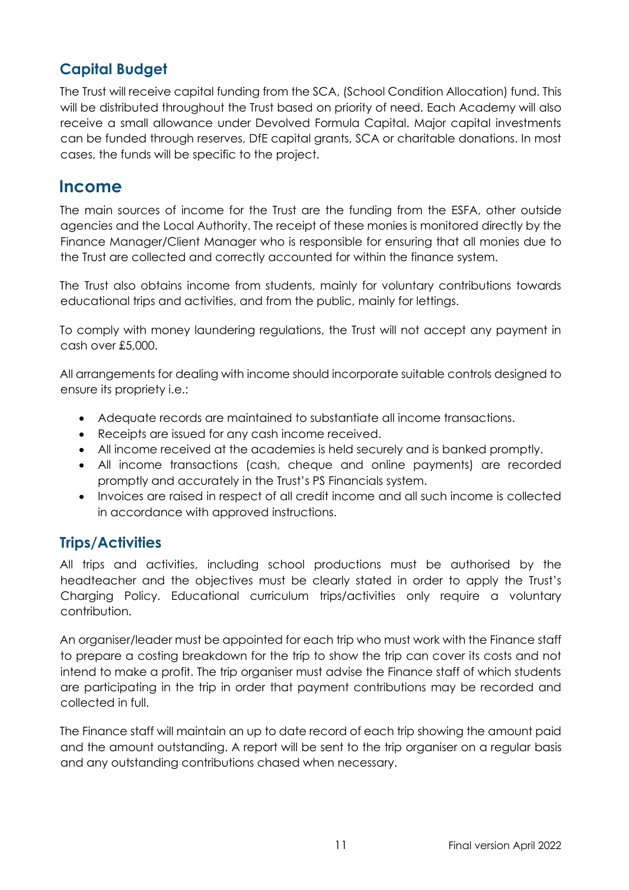## Capital Budget

The Trust will receive capital funding from the SCA, (School Condition Allocation) fund. This will be distributed throughout the Trust based on priority of need. Each Academy will also receive a small allowance under Devolved Formula Capital. Major capital investments can be funded through reserves, DfE capital grants, SCA or charitable donations. In most cases, the funds will be specific to the project.

# Income

The main sources of income for the Trust are the funding from the ESFA, other outside agencies and the Local Authority. The receipt of these monies is monitored directly by the Finance Manager/Client Manager who is responsible for ensuring that all monies due to the Trust are collected and correctly accounted for within the finance system.

The Trust also obtains income from students, mainly for voluntary contributions towards educational trips and activities, and from the public, mainly for lettings.

To comply with money laundering regulations, the Trust will not accept any payment in cash over £5,000.

All arrangements for dealing with income should incorporate suitable controls designed to ensure its propriety i.e.:

- Adequate records are maintained to substantiate all income transactions.
- Receipts are issued for any cash income received.
- All income received at the academies is held securely and is banked promptly.
- All income transactions (cash, cheque and online payments) are recorded promptly and accurately in the Trust's PS Financials system.
- Invoices are raised in respect of all credit income and all such income is collected in accordance with approved instructions.

## Trips/Activities

All trips and activities, including school productions must be authorised by the headteacher and the objectives must be clearly stated in order to apply the Trust's Charging Policy. Educational curriculum trips/activities only require a voluntary contribution.

An organiser/leader must be appointed for each trip who must work with the Finance staff to prepare a costing breakdown for the trip to show the trip can cover its costs and not intend to make a profit. The trip organiser must advise the Finance staff of which students are participating in the trip in order that payment contributions may be recorded and collected in full.

The Finance staff will maintain an up to date record of each trip showing the amount paid and the amount outstanding. A report will be sent to the trip organiser on a regular basis and any outstanding contributions chased when necessary.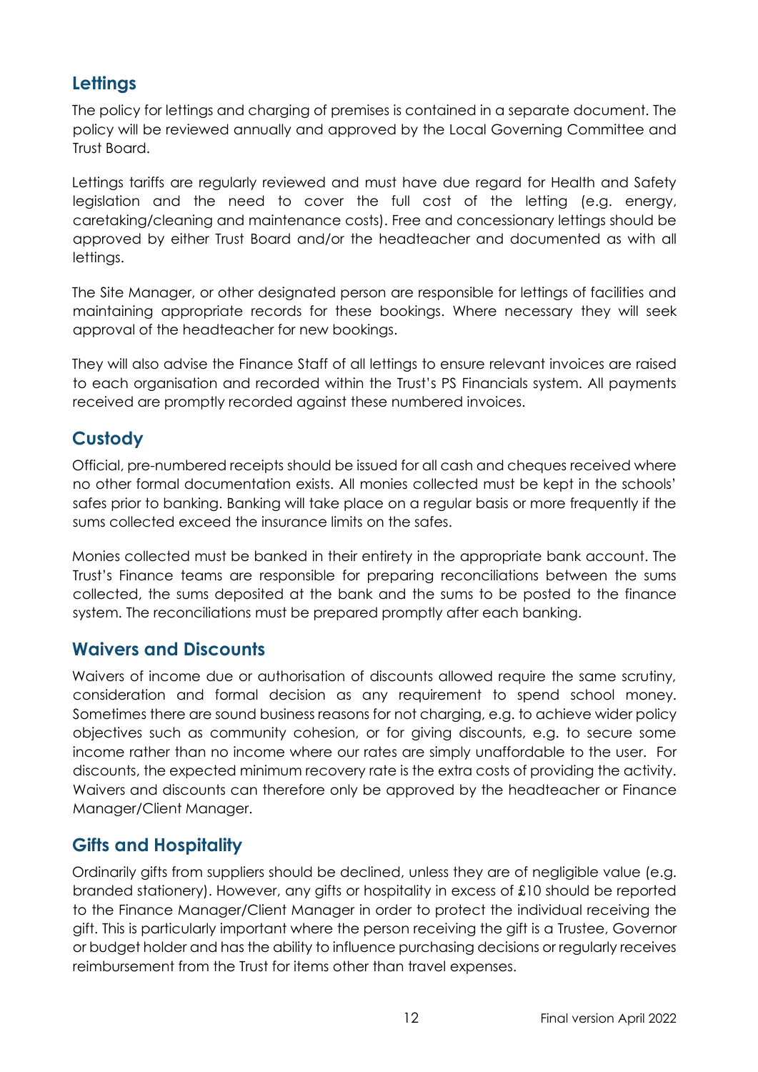## Lettings

The policy for lettings and charging of premises is contained in a separate document. The policy will be reviewed annually and approved by the Local Governing Committee and Trust Board.

Lettings tariffs are regularly reviewed and must have due regard for Health and Safety legislation and the need to cover the full cost of the letting (e.g. energy, caretaking/cleaning and maintenance costs). Free and concessionary lettings should be approved by either Trust Board and/or the headteacher and documented as with all lettings.

The Site Manager, or other designated person are responsible for lettings of facilities and maintaining appropriate records for these bookings. Where necessary they will seek approval of the headteacher for new bookings.

They will also advise the Finance Staff of all lettings to ensure relevant invoices are raised to each organisation and recorded within the Trust's PS Financials system. All payments received are promptly recorded against these numbered invoices.

## Custody

Official, pre-numbered receipts should be issued for all cash and cheques received where no other formal documentation exists. All monies collected must be kept in the schools' safes prior to banking. Banking will take place on a regular basis or more frequently if the sums collected exceed the insurance limits on the safes.

Monies collected must be banked in their entirety in the appropriate bank account. The Trust's Finance teams are responsible for preparing reconciliations between the sums collected, the sums deposited at the bank and the sums to be posted to the finance system. The reconciliations must be prepared promptly after each banking.

## Waivers and Discounts

Waivers of income due or authorisation of discounts allowed require the same scrutiny, consideration and formal decision as any requirement to spend school money. Sometimes there are sound business reasons for not charging, e.g. to achieve wider policy objectives such as community cohesion, or for giving discounts, e.g. to secure some income rather than no income where our rates are simply unaffordable to the user. For discounts, the expected minimum recovery rate is the extra costs of providing the activity. Waivers and discounts can therefore only be approved by the headteacher or Finance Manager/Client Manager.

## Gifts and Hospitality

Ordinarily gifts from suppliers should be declined, unless they are of negligible value (e.g. branded stationery). However, any gifts or hospitality in excess of £10 should be reported to the Finance Manager/Client Manager in order to protect the individual receiving the gift. This is particularly important where the person receiving the gift is a Trustee, Governor or budget holder and has the ability to influence purchasing decisions or regularly receives reimbursement from the Trust for items other than travel expenses.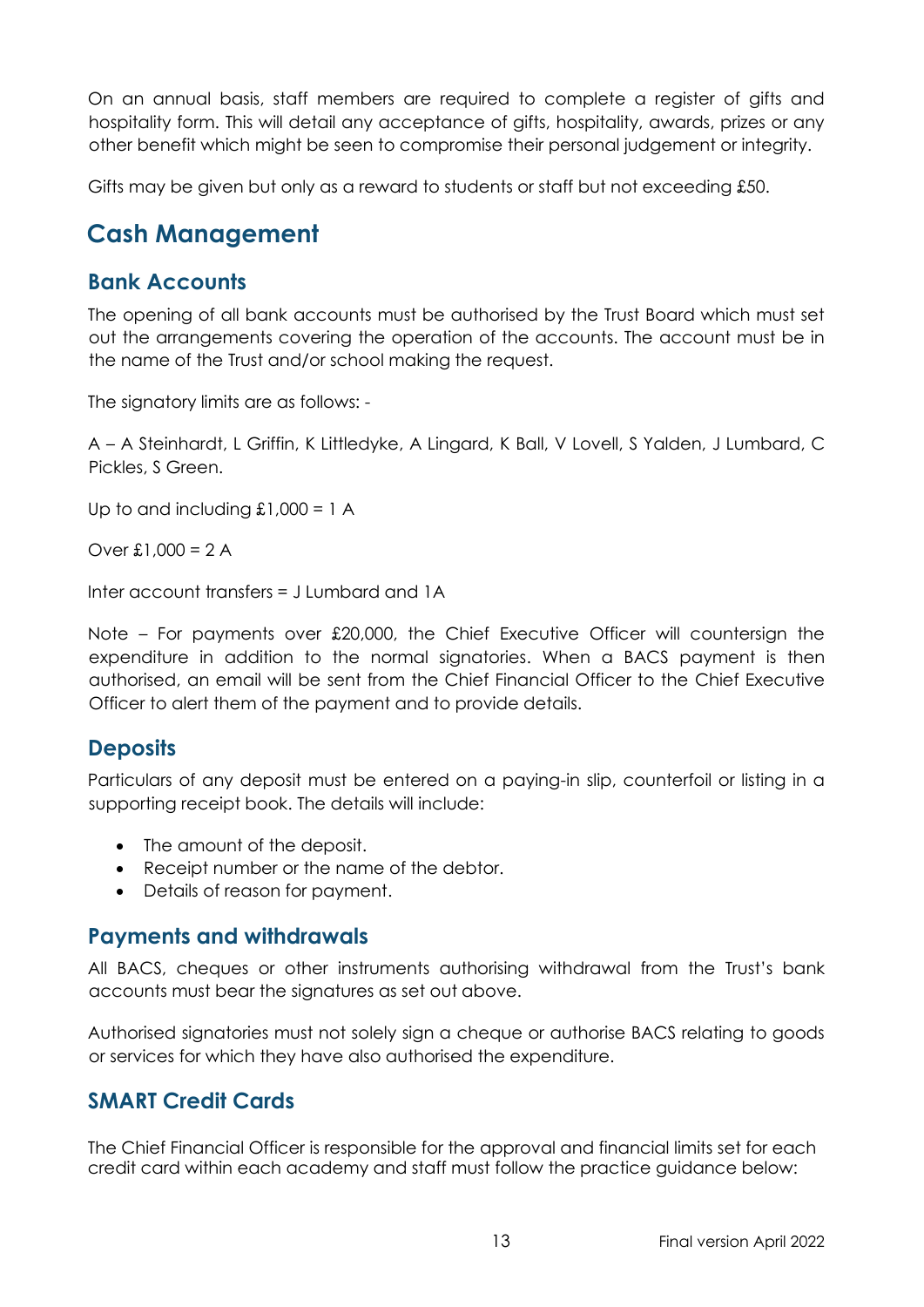On an annual basis, staff members are required to complete a register of gifts and hospitality form. This will detail any acceptance of gifts, hospitality, awards, prizes or any other benefit which might be seen to compromise their personal judgement or integrity.

Gifts may be given but only as a reward to students or staff but not exceeding £50.

# Cash Management

## Bank Accounts

The opening of all bank accounts must be authorised by the Trust Board which must set out the arrangements covering the operation of the accounts. The account must be in the name of the Trust and/or school making the request.

The signatory limits are as follows: -

A – A Steinhardt, L Griffin, K Littledyke, A Lingard, K Ball, V Lovell, S Yalden, J Lumbard, C Pickles, S Green.

Up to and including £1,000 = 1 A

Over £1,000 = 2 A

Inter account transfers = J Lumbard and 1A

Note – For payments over £20,000, the Chief Executive Officer will countersign the expenditure in addition to the normal signatories. When a BACS payment is then authorised, an email will be sent from the Chief Financial Officer to the Chief Executive Officer to alert them of the payment and to provide details.

## Deposits

Particulars of any deposit must be entered on a paying-in slip, counterfoil or listing in a supporting receipt book. The details will include:

- The amount of the deposit.
- Receipt number or the name of the debtor.
- Details of reason for payment.

## Payments and withdrawals

All BACS, cheques or other instruments authorising withdrawal from the Trust's bank accounts must bear the signatures as set out above.

Authorised signatories must not solely sign a cheque or authorise BACS relating to goods or services for which they have also authorised the expenditure.

## SMART Credit Cards

The Chief Financial Officer is responsible for the approval and financial limits set for each credit card within each academy and staff must follow the practice guidance below: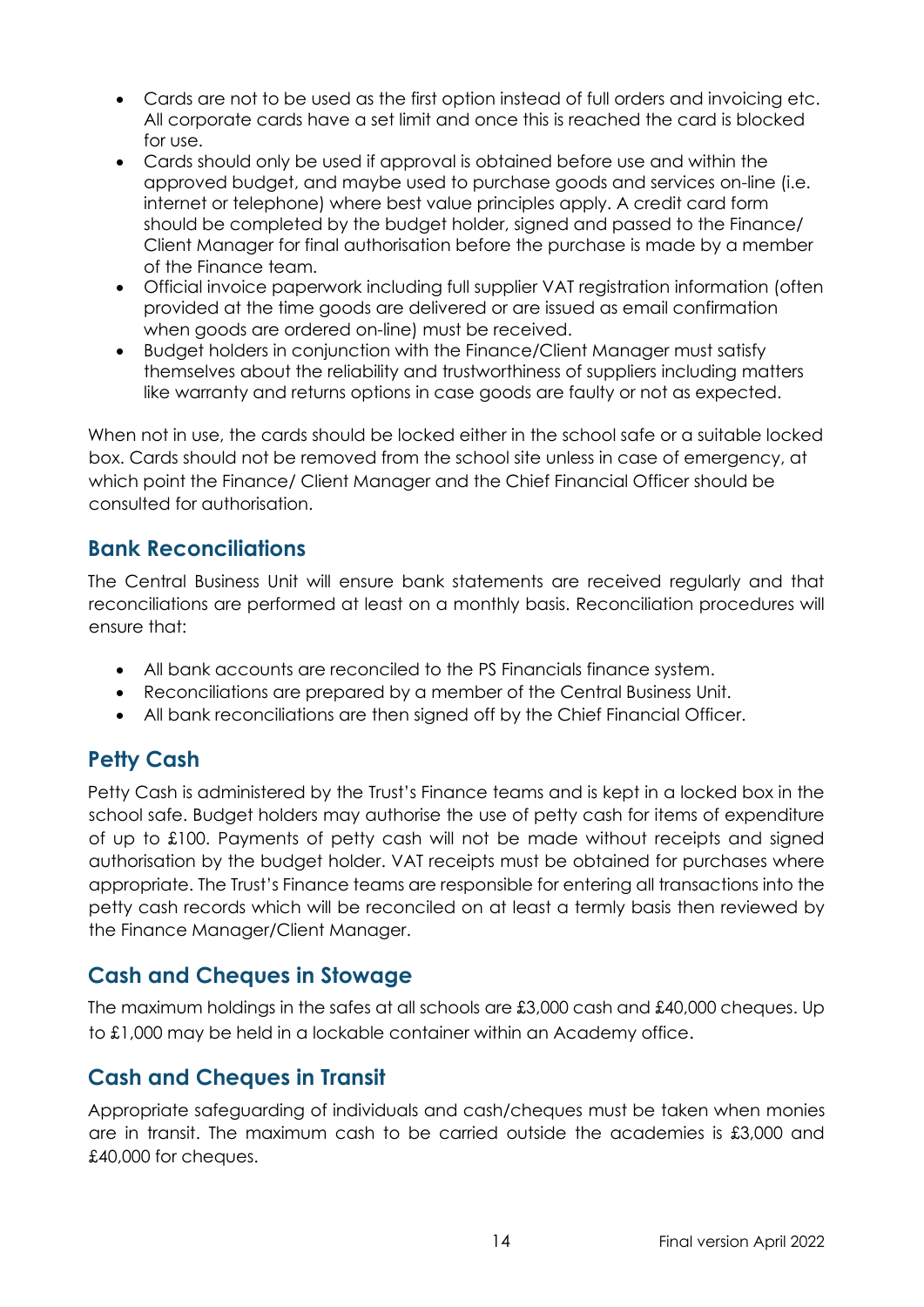- Cards are not to be used as the first option instead of full orders and invoicing etc. All corporate cards have a set limit and once this is reached the card is blocked for use.
- Cards should only be used if approval is obtained before use and within the approved budget, and maybe used to purchase goods and services on-line (i.e. internet or telephone) where best value principles apply. A credit card form should be completed by the budget holder, signed and passed to the Finance/ Client Manager for final authorisation before the purchase is made by a member of the Finance team.
- Official invoice paperwork including full supplier VAT registration information (often provided at the time goods are delivered or are issued as email confirmation when goods are ordered on-line) must be received.
- Budget holders in conjunction with the Finance/Client Manager must satisfy themselves about the reliability and trustworthiness of suppliers including matters like warranty and returns options in case goods are faulty or not as expected.

When not in use, the cards should be locked either in the school safe or a suitable locked box. Cards should not be removed from the school site unless in case of emergency, at which point the Finance/ Client Manager and the Chief Financial Officer should be consulted for authorisation.

## Bank Reconciliations

The Central Business Unit will ensure bank statements are received regularly and that reconciliations are performed at least on a monthly basis. Reconciliation procedures will ensure that:

- All bank accounts are reconciled to the PS Financials finance system.
- Reconciliations are prepared by a member of the Central Business Unit.
- All bank reconciliations are then signed off by the Chief Financial Officer.

## Petty Cash

Petty Cash is administered by the Trust's Finance teams and is kept in a locked box in the school safe. Budget holders may authorise the use of petty cash for items of expenditure of up to £100. Payments of petty cash will not be made without receipts and signed authorisation by the budget holder. VAT receipts must be obtained for purchases where appropriate. The Trust's Finance teams are responsible for entering all transactions into the petty cash records which will be reconciled on at least a termly basis then reviewed by the Finance Manager/Client Manager.

## Cash and Cheques in Stowage

The maximum holdings in the safes at all schools are £3,000 cash and £40,000 cheques. Up to £1,000 may be held in a lockable container within an Academy office.

## Cash and Cheques in Transit

Appropriate safeguarding of individuals and cash/cheques must be taken when monies are in transit. The maximum cash to be carried outside the academies is £3,000 and £40,000 for cheques.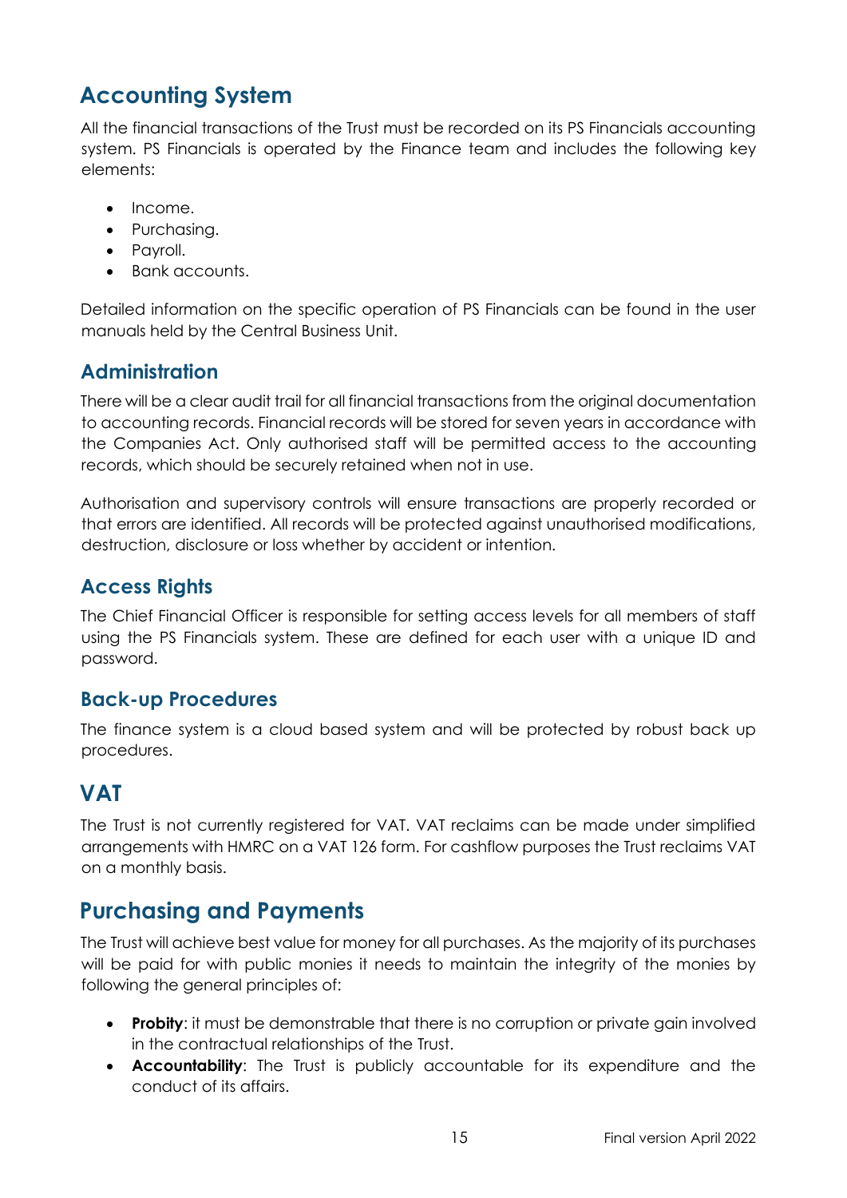# Accounting System

All the financial transactions of the Trust must be recorded on its PS Financials accounting system. PS Financials is operated by the Finance team and includes the following key elements:

- Income.
- Purchasing.
- Payroll.
- Bank accounts.

Detailed information on the specific operation of PS Financials can be found in the user manuals held by the Central Business Unit.

## Administration

There will be a clear audit trail for all financial transactions from the original documentation to accounting records. Financial records will be stored for seven years in accordance with the Companies Act. Only authorised staff will be permitted access to the accounting records, which should be securely retained when not in use.

Authorisation and supervisory controls will ensure transactions are properly recorded or that errors are identified. All records will be protected against unauthorised modifications, destruction, disclosure or loss whether by accident or intention.

## Access Rights

The Chief Financial Officer is responsible for setting access levels for all members of staff using the PS Financials system. These are defined for each user with a unique ID and password.

## Back-up Procedures

The finance system is a cloud based system and will be protected by robust back up procedures.

# VAT

The Trust is not currently registered for VAT. VAT reclaims can be made under simplified arrangements with HMRC on a VAT 126 form. For cashflow purposes the Trust reclaims VAT on a monthly basis.

# Purchasing and Payments

The Trust will achieve best value for money for all purchases. As the majority of its purchases will be paid for with public monies it needs to maintain the integrity of the monies by following the general principles of:

- **Probity**: it must be demonstrable that there is no corruption or private gain involved in the contractual relationships of the Trust.
- **Accountability**: The Trust is publicly accountable for its expenditure and the conduct of its affairs.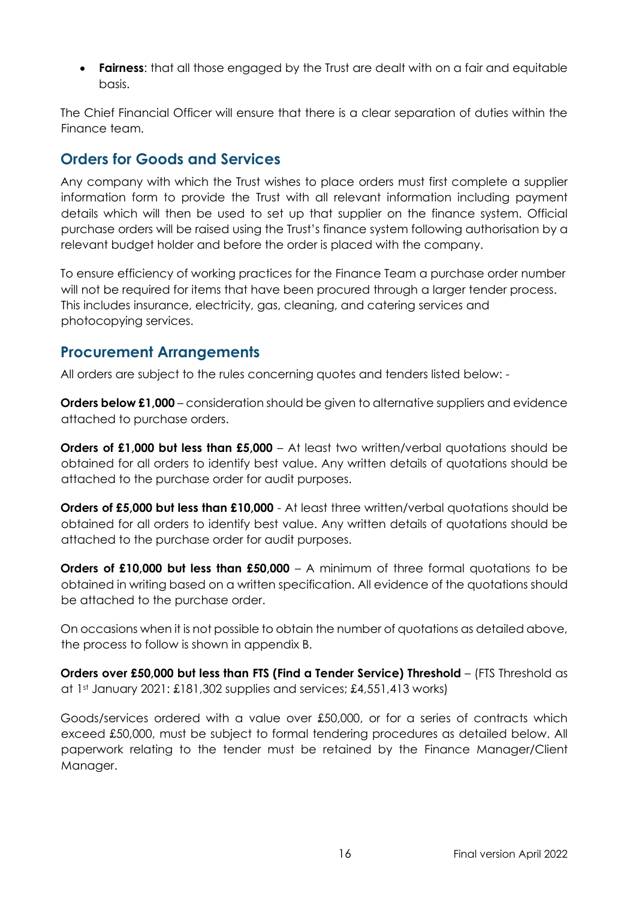- **Fairness**: that all those engaged by the Trust are dealt with on a fair and equitable basis.

The Chief Financial Officer will ensure that there is a clear separation of duties within the Finance team.

## Orders for Goods and Services

Any company with which the Trust wishes to place orders must first complete a supplier information form to provide the Trust with all relevant information including payment details which will then be used to set up that supplier on the finance system. Official purchase orders will be raised using the Trust's finance system following authorisation by a relevant budget holder and before the order is placed with the company.

To ensure efficiency of working practices for the Finance Team a purchase order number will not be required for items that have been procured through a larger tender process. This includes insurance, electricity, gas, cleaning, and catering services and photocopying services.

## Procurement Arrangements

All orders are subject to the rules concerning quotes and tenders listed below: -

**Orders below £1,000** – consideration should be given to alternative suppliers and evidence attached to purchase orders.

**Orders of £1,000 but less than £5,000** – At least two written/verbal quotations should be obtained for all orders to identify best value. Any written details of quotations should be attached to the purchase order for audit purposes.

**Orders of £5,000 but less than £10,000** - At least three written/verbal quotations should be obtained for all orders to identify best value. Any written details of quotations should be attached to the purchase order for audit purposes.

**Orders of £10,000 but less than £50,000** – A minimum of three formal quotations to be obtained in writing based on a written specification. All evidence of the quotations should be attached to the purchase order.

On occasions when it is not possible to obtain the number of quotations as detailed above, the process to follow is shown in appendix B.

**Orders over £50,000 but less than FTS (Find a Tender Service) Threshold** – (FTS Threshold as at 1st January 2021: £181,302 supplies and services; £4,551,413 works)

Goods/services ordered with a value over £50,000, or for a series of contracts which exceed £50,000, must be subject to formal tendering procedures as detailed below. All paperwork relating to the tender must be retained by the Finance Manager/Client Manager.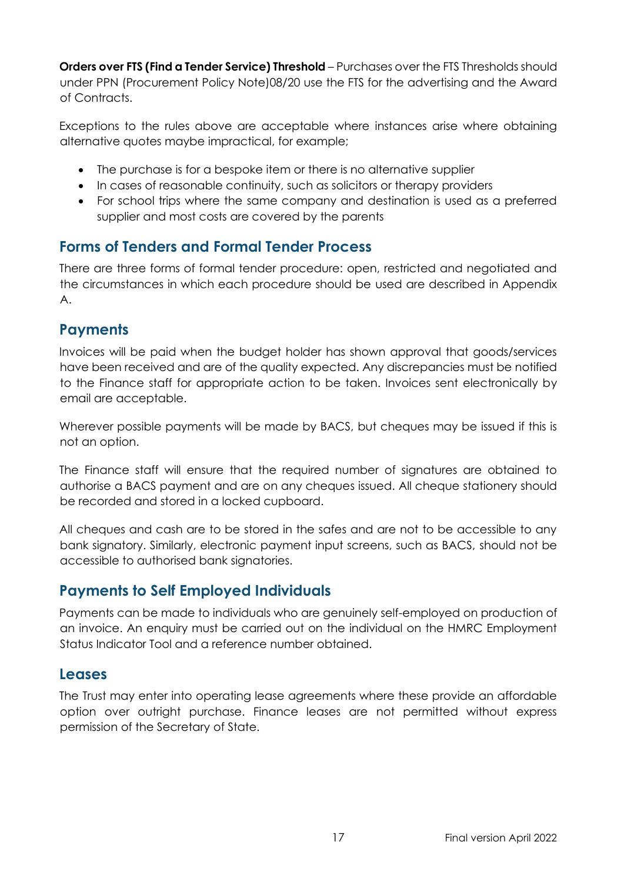**Orders over FTS (Find a Tender Service) Threshold** – Purchases over the FTS Thresholds should under PPN (Procurement Policy Note)08/20 use the FTS for the advertising and the Award of Contracts.

Exceptions to the rules above are acceptable where instances arise where obtaining alternative quotes maybe impractical, for example;

- The purchase is for a bespoke item or there is no alternative supplier
- In cases of reasonable continuity, such as solicitors or therapy providers
- For school trips where the same company and destination is used as a preferred supplier and most costs are covered by the parents

## Forms of Tenders and Formal Tender Process

There are three forms of formal tender procedure: open, restricted and negotiated and the circumstances in which each procedure should be used are described in Appendix A.

## Payments

Invoices will be paid when the budget holder has shown approval that goods/services have been received and are of the quality expected. Any discrepancies must be notified to the Finance staff for appropriate action to be taken. Invoices sent electronically by email are acceptable.

Wherever possible payments will be made by BACS, but cheques may be issued if this is not an option.

The Finance staff will ensure that the required number of signatures are obtained to authorise a BACS payment and are on any cheques issued. All cheque stationery should be recorded and stored in a locked cupboard.

All cheques and cash are to be stored in the safes and are not to be accessible to any bank signatory. Similarly, electronic payment input screens, such as BACS, should not be accessible to authorised bank signatories.

## Payments to Self Employed Individuals

Payments can be made to individuals who are genuinely self-employed on production of an invoice. An enquiry must be carried out on the individual on the HMRC Employment Status Indicator Tool and a reference number obtained.

## Leases

The Trust may enter into operating lease agreements where these provide an affordable option over outright purchase. Finance leases are not permitted without express permission of the Secretary of State.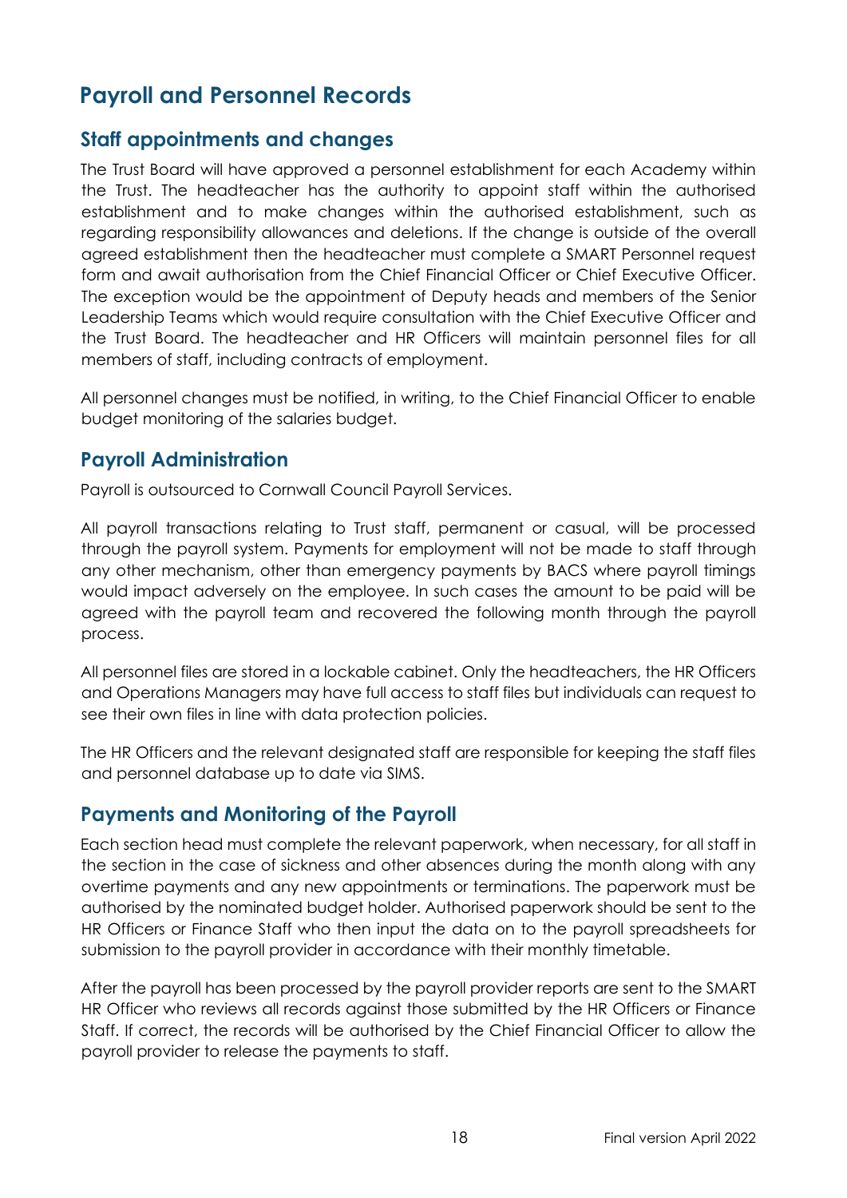# Payroll and Personnel Records

## Staff appointments and changes

The Trust Board will have approved a personnel establishment for each Academy within the Trust. The headteacher has the authority to appoint staff within the authorised establishment and to make changes within the authorised establishment, such as regarding responsibility allowances and deletions. If the change is outside of the overall agreed establishment then the headteacher must complete a SMART Personnel request form and await authorisation from the Chief Financial Officer or Chief Executive Officer. The exception would be the appointment of Deputy heads and members of the Senior Leadership Teams which would require consultation with the Chief Executive Officer and the Trust Board. The headteacher and HR Officers will maintain personnel files for all members of staff, including contracts of employment.

All personnel changes must be notified, in writing, to the Chief Financial Officer to enable budget monitoring of the salaries budget.

## Payroll Administration

Payroll is outsourced to Cornwall Council Payroll Services.

All payroll transactions relating to Trust staff, permanent or casual, will be processed through the payroll system. Payments for employment will not be made to staff through any other mechanism, other than emergency payments by BACS where payroll timings would impact adversely on the employee. In such cases the amount to be paid will be agreed with the payroll team and recovered the following month through the payroll process.

All personnel files are stored in a lockable cabinet. Only the headteachers, the HR Officers and Operations Managers may have full access to staff files but individuals can request to see their own files in line with data protection policies.

The HR Officers and the relevant designated staff are responsible for keeping the staff files and personnel database up to date via SIMS.

## Payments and Monitoring of the Payroll

Each section head must complete the relevant paperwork, when necessary, for all staff in the section in the case of sickness and other absences during the month along with any overtime payments and any new appointments or terminations. The paperwork must be authorised by the nominated budget holder. Authorised paperwork should be sent to the HR Officers or Finance Staff who then input the data on to the payroll spreadsheets for submission to the payroll provider in accordance with their monthly timetable.

After the payroll has been processed by the payroll provider reports are sent to the SMART HR Officer who reviews all records against those submitted by the HR Officers or Finance Staff. If correct, the records will be authorised by the Chief Financial Officer to allow the payroll provider to release the payments to staff.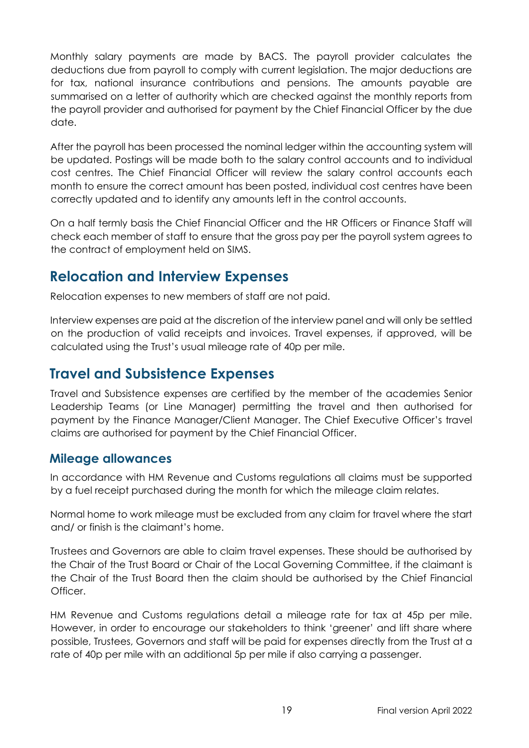Monthly salary payments are made by BACS. The payroll provider calculates the deductions due from payroll to comply with current legislation. The major deductions are for tax, national insurance contributions and pensions. The amounts payable are summarised on a letter of authority which are checked against the monthly reports from the payroll provider and authorised for payment by the Chief Financial Officer by the due date.

After the payroll has been processed the nominal ledger within the accounting system will be updated. Postings will be made both to the salary control accounts and to individual cost centres. The Chief Financial Officer will review the salary control accounts each month to ensure the correct amount has been posted, individual cost centres have been correctly updated and to identify any amounts left in the control accounts.

On a half termly basis the Chief Financial Officer and the HR Officers or Finance Staff will check each member of staff to ensure that the gross pay per the payroll system agrees to the contract of employment held on SIMS.

## Relocation and Interview Expenses

Relocation expenses to new members of staff are not paid.

Interview expenses are paid at the discretion of the interview panel and will only be settled on the production of valid receipts and invoices. Travel expenses, if approved, will be calculated using the Trust's usual mileage rate of 40p per mile.

## Travel and Subsistence Expenses

Travel and Subsistence expenses are certified by the member of the academies Senior Leadership Teams (or Line Manager) permitting the travel and then authorised for payment by the Finance Manager/Client Manager. The Chief Executive Officer's travel claims are authorised for payment by the Chief Financial Officer.

### Mileage allowances

In accordance with HM Revenue and Customs regulations all claims must be supported by a fuel receipt purchased during the month for which the mileage claim relates.

Normal home to work mileage must be excluded from any claim for travel where the start and/ or finish is the claimant's home.

Trustees and Governors are able to claim travel expenses. These should be authorised by the Chair of the Trust Board or Chair of the Local Governing Committee, if the claimant is the Chair of the Trust Board then the claim should be authorised by the Chief Financial Officer.

HM Revenue and Customs regulations detail a mileage rate for tax at 45p per mile. However, in order to encourage our stakeholders to think 'greener' and lift share where possible, Trustees, Governors and staff will be paid for expenses directly from the Trust at a rate of 40p per mile with an additional 5p per mile if also carrying a passenger.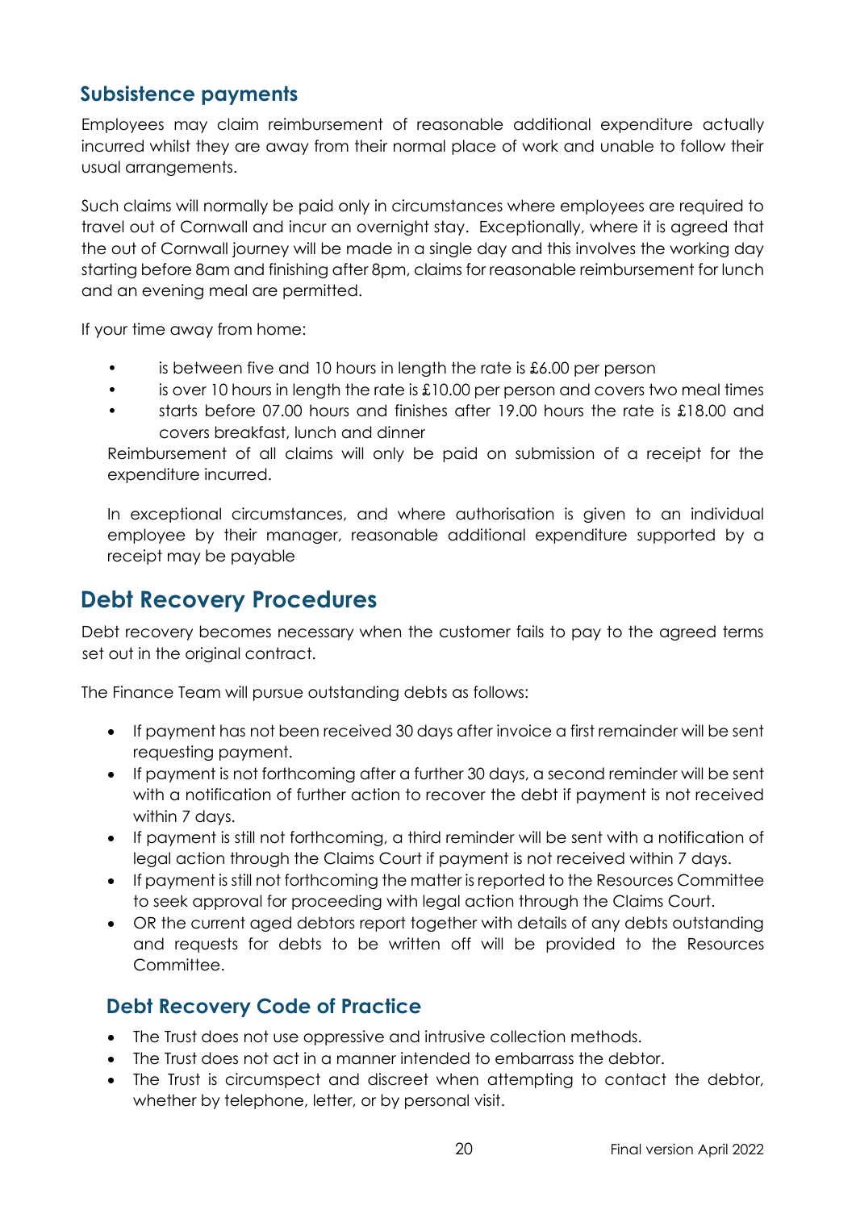## Subsistence payments

Employees may claim reimbursement of reasonable additional expenditure actually incurred whilst they are away from their normal place of work and unable to follow their usual arrangements.

Such claims will normally be paid only in circumstances where employees are required to travel out of Cornwall and incur an overnight stay. Exceptionally, where it is agreed that the out of Cornwall journey will be made in a single day and this involves the working day starting before 8am and finishing after 8pm, claims for reasonable reimbursement for lunch and an evening meal are permitted.

If your time away from home:

- is between five and 10 hours in length the rate is £6.00 per person
- is over 10 hours in length the rate is £10.00 per person and covers two meal times
- starts before 07.00 hours and finishes after 19.00 hours the rate is £18.00 and covers breakfast, lunch and dinner

Reimbursement of all claims will only be paid on submission of a receipt for the expenditure incurred.

In exceptional circumstances, and where authorisation is given to an individual employee by their manager, reasonable additional expenditure supported by a receipt may be payable

# Debt Recovery Procedures

Debt recovery becomes necessary when the customer fails to pay to the agreed terms set out in the original contract.

The Finance Team will pursue outstanding debts as follows:

- If payment has not been received 30 days after invoice a first remainder will be sent requesting payment.
- If payment is not forthcoming after a further 30 days, a second reminder will be sent with a notification of further action to recover the debt if payment is not received within 7 days.
- If payment is still not forthcoming, a third reminder will be sent with a notification of legal action through the Claims Court if payment is not received within 7 days.
- If payment is still not forthcoming the matter is reported to the Resources Committee to seek approval for proceeding with legal action through the Claims Court.
- OR the current aged debtors report together with details of any debts outstanding and requests for debts to be written off will be provided to the Resources Committee.

## Debt Recovery Code of Practice

- The Trust does not use oppressive and intrusive collection methods.
- The Trust does not act in a manner intended to embarrass the debtor.
- The Trust is circumspect and discreet when attempting to contact the debtor, whether by telephone, letter, or by personal visit.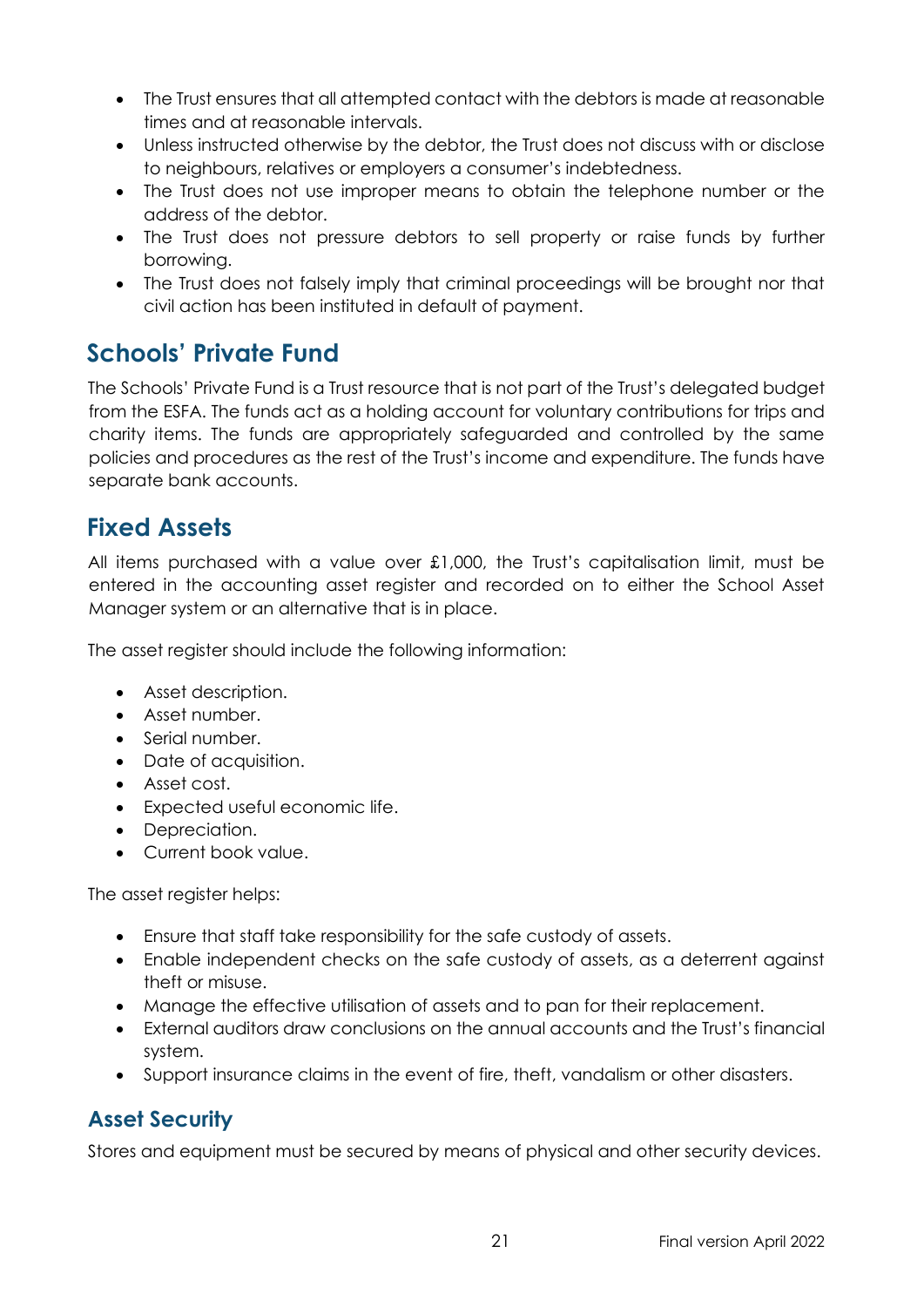- The Trust ensures that all attempted contact with the debtors is made at reasonable times and at reasonable intervals.
- Unless instructed otherwise by the debtor, the Trust does not discuss with or disclose to neighbours, relatives or employers a consumer's indebtedness.
- The Trust does not use improper means to obtain the telephone number or the address of the debtor.
- The Trust does not pressure debtors to sell property or raise funds by further borrowing.
- The Trust does not falsely imply that criminal proceedings will be brought nor that civil action has been instituted in default of payment.

## Schools' Private Fund

The Schools' Private Fund is a Trust resource that is not part of the Trust's delegated budget from the ESFA. The funds act as a holding account for voluntary contributions for trips and charity items. The funds are appropriately safeguarded and controlled by the same policies and procedures as the rest of the Trust's income and expenditure. The funds have separate bank accounts.

## Fixed Assets

All items purchased with a value over £1,000, the Trust's capitalisation limit, must be entered in the accounting asset register and recorded on to either the School Asset Manager system or an alternative that is in place.

The asset register should include the following information:

- Asset description.
- Asset number.
- Serial number.
- Date of acquisition.
- Asset cost.
- Expected useful economic life.
- Depreciation.
- Current book value.

The asset register helps:

- Ensure that staff take responsibility for the safe custody of assets.
- Enable independent checks on the safe custody of assets, as a deterrent against theft or misuse.
- Manage the effective utilisation of assets and to pan for their replacement.
- External auditors draw conclusions on the annual accounts and the Trust's financial system.
- Support insurance claims in the event of fire, theft, vandalism or other disasters.

### Asset Security

Stores and equipment must be secured by means of physical and other security devices.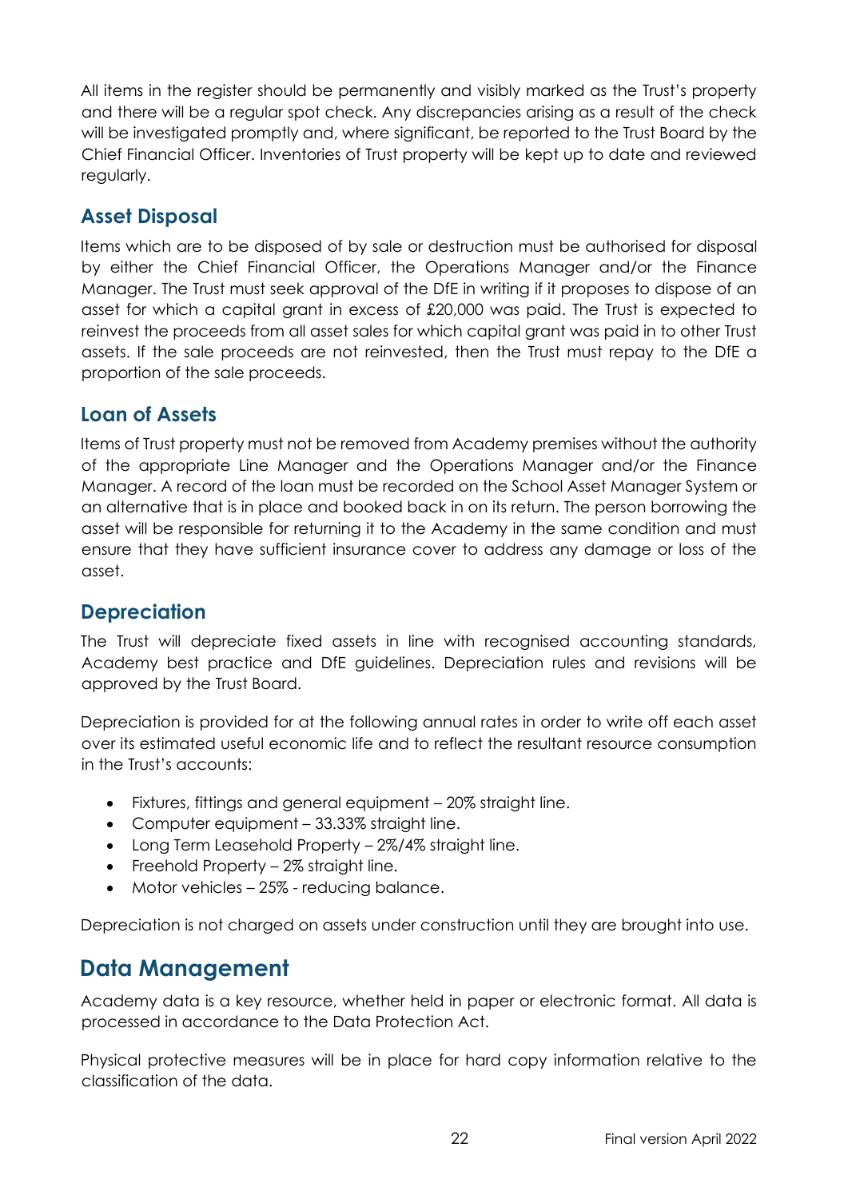All items in the register should be permanently and visibly marked as the Trust's property and there will be a regular spot check. Any discrepancies arising as a result of the check will be investigated promptly and, where significant, be reported to the Trust Board by the Chief Financial Officer. Inventories of Trust property will be kept up to date and reviewed regularly.

### Asset Disposal

Items which are to be disposed of by sale or destruction must be authorised for disposal by either the Chief Financial Officer, the Operations Manager and/or the Finance Manager. The Trust must seek approval of the DfE in writing if it proposes to dispose of an asset for which a capital grant in excess of £20,000 was paid. The Trust is expected to reinvest the proceeds from all asset sales for which capital grant was paid in to other Trust assets. If the sale proceeds are not reinvested, then the Trust must repay to the DfE a proportion of the sale proceeds.

### Loan of Assets

Items of Trust property must not be removed from Academy premises without the authority of the appropriate Line Manager and the Operations Manager and/or the Finance Manager. A record of the loan must be recorded on the School Asset Manager System or an alternative that is in place and booked back in on its return. The person borrowing the asset will be responsible for returning it to the Academy in the same condition and must ensure that they have sufficient insurance cover to address any damage or loss of the asset.

### Depreciation

The Trust will depreciate fixed assets in line with recognised accounting standards, Academy best practice and DfE guidelines. Depreciation rules and revisions will be approved by the Trust Board.

Depreciation is provided for at the following annual rates in order to write off each asset over its estimated useful economic life and to reflect the resultant resource consumption in the Trust's accounts:

- Fixtures, fittings and general equipment – 20% straight line.
- Computer equipment – 33.33% straight line.
- Long Term Leasehold Property – 2%/4% straight line.
- Freehold Property – 2% straight line.
- Motor vehicles – 25% - reducing balance.

Depreciation is not charged on assets under construction until they are brought into use.

## Data Management

Academy data is a key resource, whether held in paper or electronic format. All data is processed in accordance to the Data Protection Act.

Physical protective measures will be in place for hard copy information relative to the classification of the data.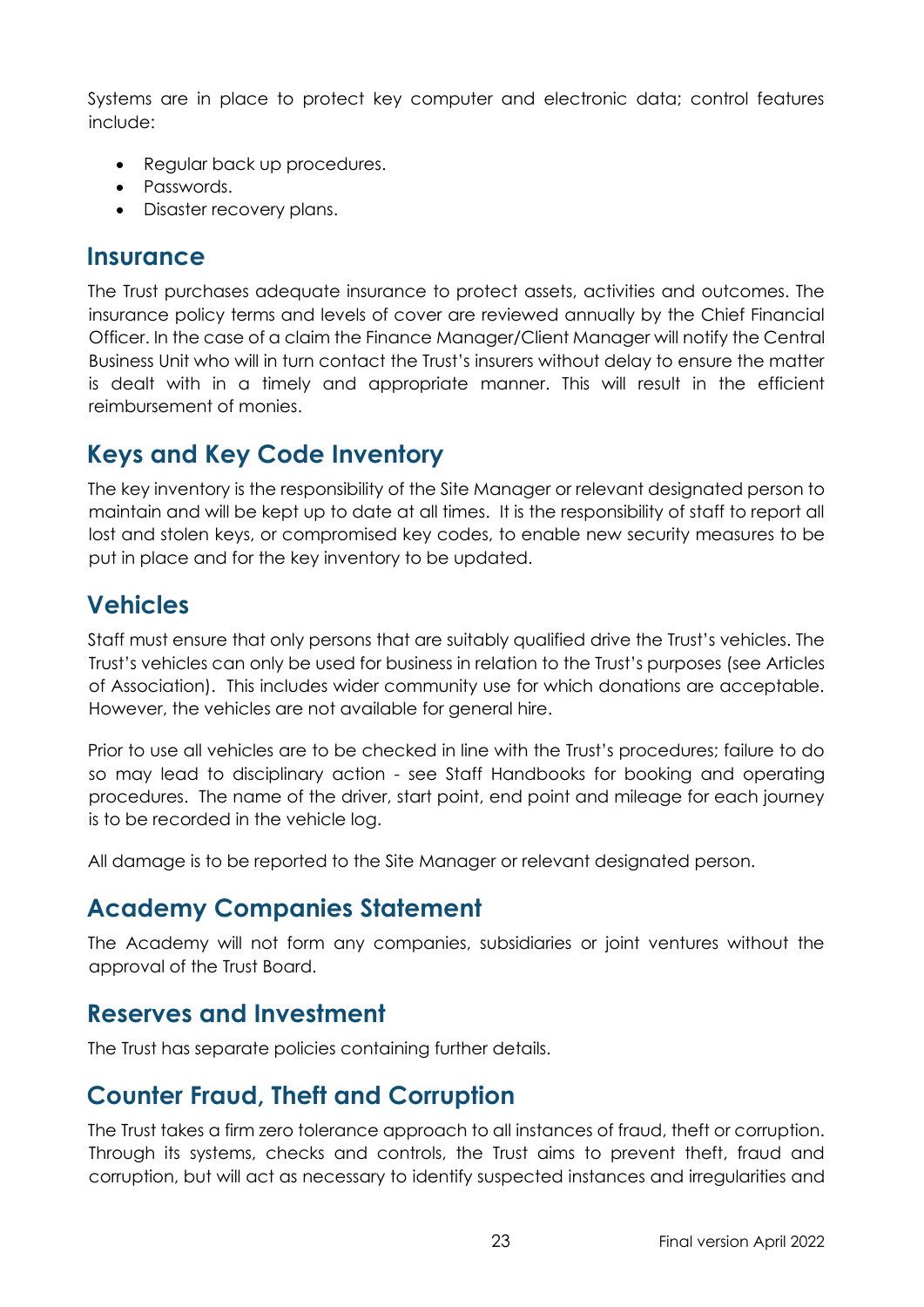Systems are in place to protect key computer and electronic data; control features include:

- Regular back up procedures.
- Passwords.
- Disaster recovery plans.

## Insurance

The Trust purchases adequate insurance to protect assets, activities and outcomes. The insurance policy terms and levels of cover are reviewed annually by the Chief Financial Officer. In the case of a claim the Finance Manager/Client Manager will notify the Central Business Unit who will in turn contact the Trust's insurers without delay to ensure the matter is dealt with in a timely and appropriate manner. This will result in the efficient reimbursement of monies.

## Keys and Key Code Inventory

The key inventory is the responsibility of the Site Manager or relevant designated person to maintain and will be kept up to date at all times. It is the responsibility of staff to report all lost and stolen keys, or compromised key codes, to enable new security measures to be put in place and for the key inventory to be updated.

## Vehicles

Staff must ensure that only persons that are suitably qualified drive the Trust's vehicles. The Trust's vehicles can only be used for business in relation to the Trust's purposes (see Articles of Association). This includes wider community use for which donations are acceptable. However, the vehicles are not available for general hire.

Prior to use all vehicles are to be checked in line with the Trust's procedures; failure to do so may lead to disciplinary action - see Staff Handbooks for booking and operating procedures. The name of the driver, start point, end point and mileage for each journey is to be recorded in the vehicle log.

All damage is to be reported to the Site Manager or relevant designated person.

## Academy Companies Statement

The Academy will not form any companies, subsidiaries or joint ventures without the approval of the Trust Board.

## Reserves and Investment

The Trust has separate policies containing further details.

## Counter Fraud, Theft and Corruption

The Trust takes a firm zero tolerance approach to all instances of fraud, theft or corruption. Through its systems, checks and controls, the Trust aims to prevent theft, fraud and corruption, but will act as necessary to identify suspected instances and irregularities and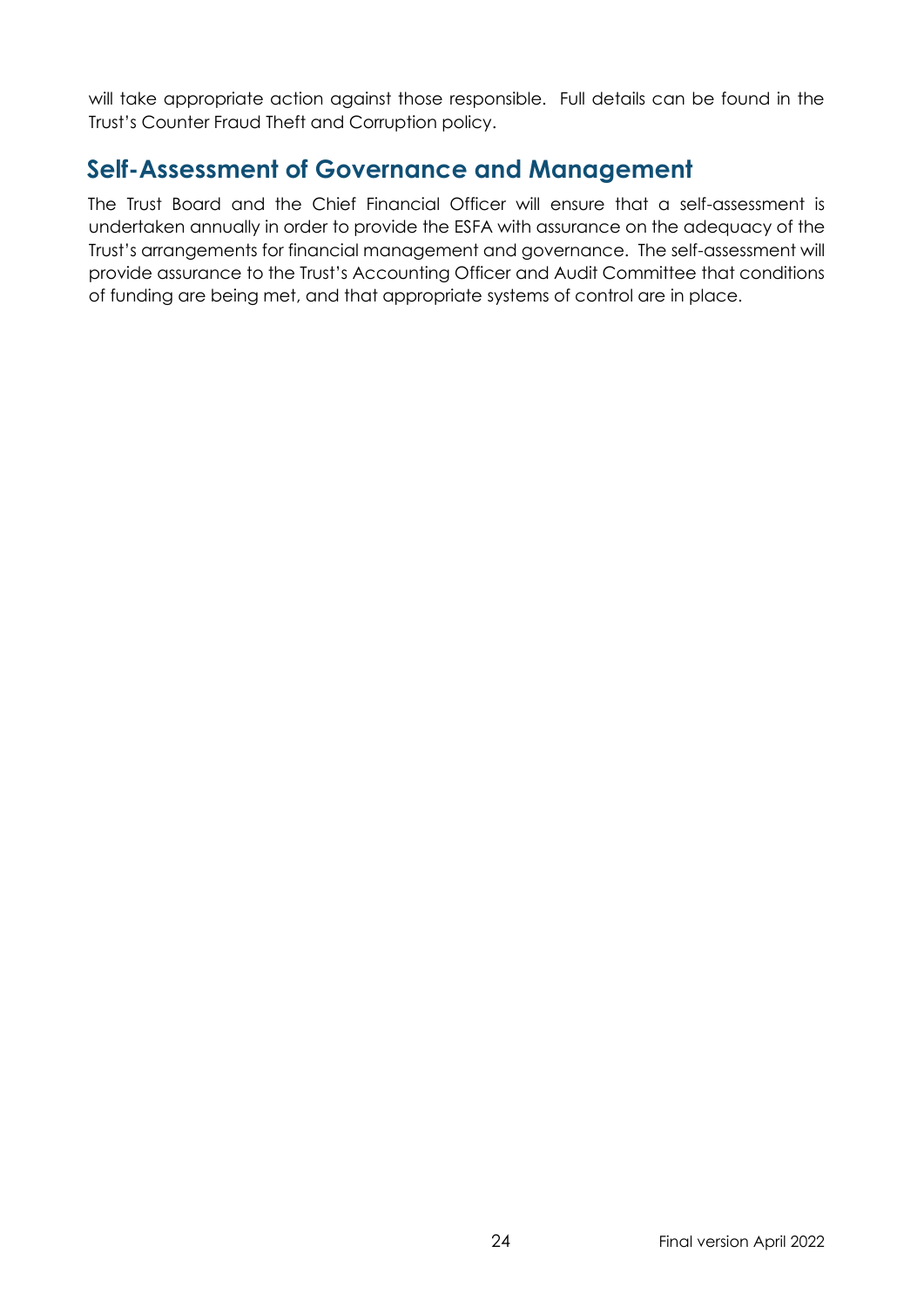will take appropriate action against those responsible. Full details can be found in the Trust's Counter Fraud Theft and Corruption policy.

## Self-Assessment of Governance and Management

The Trust Board and the Chief Financial Officer will ensure that a self-assessment is undertaken annually in order to provide the ESFA with assurance on the adequacy of the Trust's arrangements for financial management and governance. The self-assessment will provide assurance to the Trust's Accounting Officer and Audit Committee that conditions of funding are being met, and that appropriate systems of control are in place.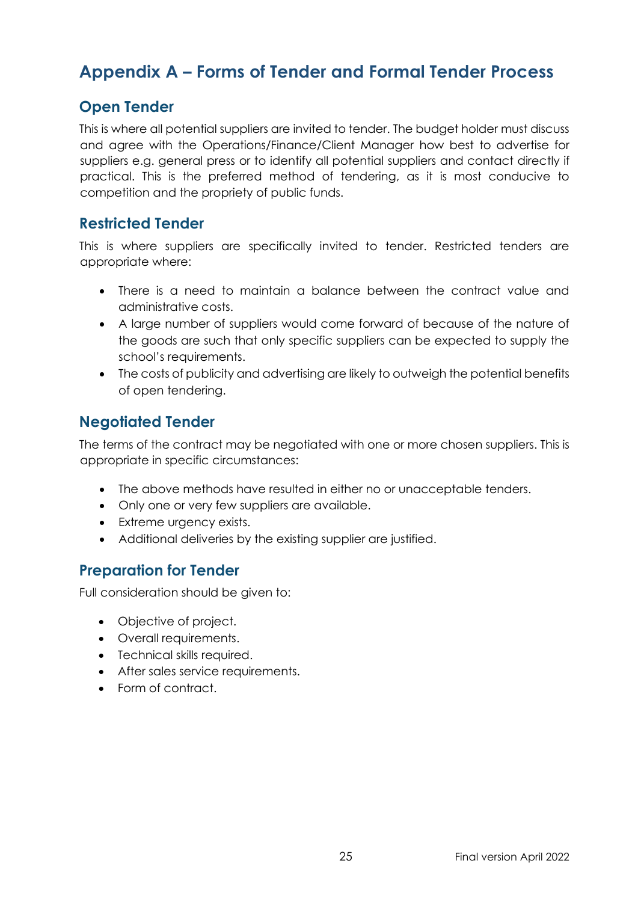# Appendix A – Forms of Tender and Formal Tender Process

## Open Tender

This is where all potential suppliers are invited to tender. The budget holder must discuss and agree with the Operations/Finance/Client Manager how best to advertise for suppliers e.g. general press or to identify all potential suppliers and contact directly if practical. This is the preferred method of tendering, as it is most conducive to competition and the propriety of public funds.

## Restricted Tender

This is where suppliers are specifically invited to tender. Restricted tenders are appropriate where:

- There is a need to maintain a balance between the contract value and administrative costs.
- A large number of suppliers would come forward of because of the nature of the goods are such that only specific suppliers can be expected to supply the school's requirements.
- The costs of publicity and advertising are likely to outweigh the potential benefits of open tendering.

## Negotiated Tender

The terms of the contract may be negotiated with one or more chosen suppliers. This is appropriate in specific circumstances:

- The above methods have resulted in either no or unacceptable tenders.
- Only one or very few suppliers are available.
- Extreme urgency exists.
- Additional deliveries by the existing supplier are justified.

## Preparation for Tender

Full consideration should be given to:

- Objective of project.
- Overall requirements.
- Technical skills required.
- After sales service requirements.
- Form of contract.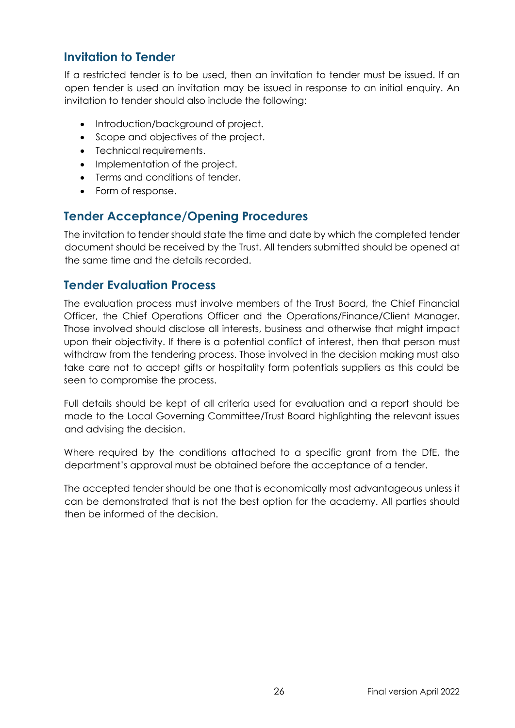## Invitation to Tender

If a restricted tender is to be used, then an invitation to tender must be issued. If an open tender is used an invitation may be issued in response to an initial enquiry. An invitation to tender should also include the following:

- Introduction/background of project.
- Scope and objectives of the project.
- Technical requirements.
- Implementation of the project.
- Terms and conditions of tender.
- Form of response.

## Tender Acceptance/Opening Procedures

The invitation to tender should state the time and date by which the completed tender document should be received by the Trust. All tenders submitted should be opened at the same time and the details recorded.

## Tender Evaluation Process

The evaluation process must involve members of the Trust Board, the Chief Financial Officer, the Chief Operations Officer and the Operations/Finance/Client Manager. Those involved should disclose all interests, business and otherwise that might impact upon their objectivity. If there is a potential conflict of interest, then that person must withdraw from the tendering process. Those involved in the decision making must also take care not to accept gifts or hospitality form potentials suppliers as this could be seen to compromise the process.

Full details should be kept of all criteria used for evaluation and a report should be made to the Local Governing Committee/Trust Board highlighting the relevant issues and advising the decision.

Where required by the conditions attached to a specific grant from the DfE, the department's approval must be obtained before the acceptance of a tender.

The accepted tender should be one that is economically most advantageous unless it can be demonstrated that is not the best option for the academy. All parties should then be informed of the decision.